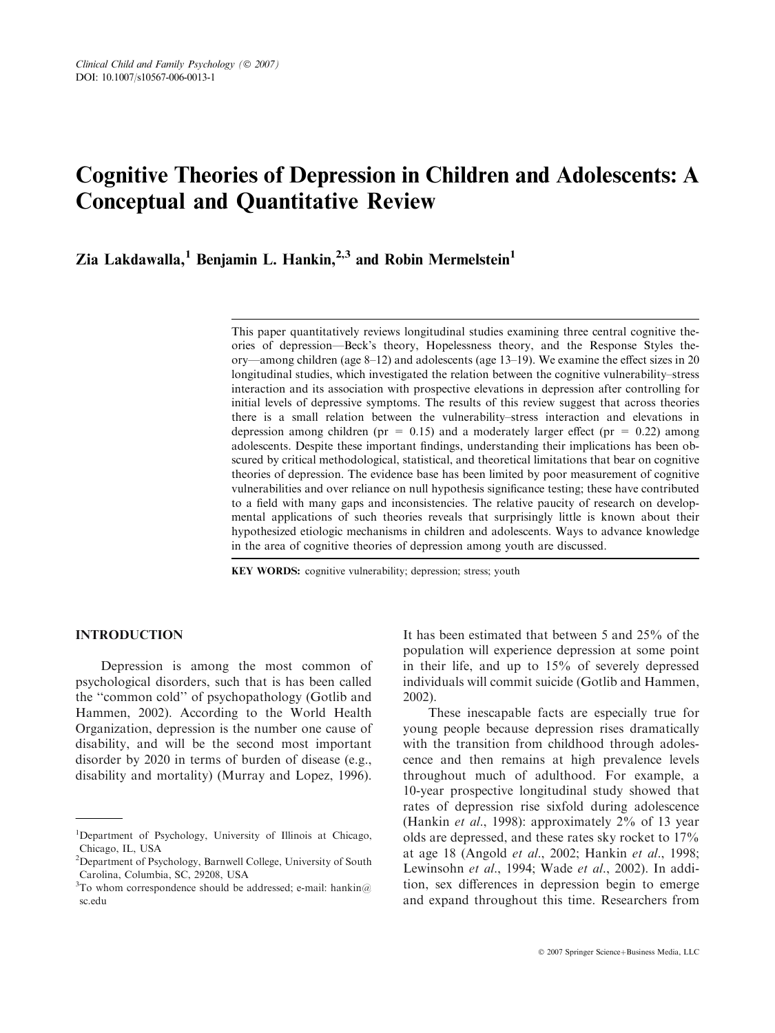*Clinical Child and Family Psychology* (© 2007)
DOI: 10.1007/s10567-006-0013-1

# Cognitive Theories of Depression in Children and Adolescents: A Conceptual and Quantitative Review

**Zia Lakdawalla,[1] Benjamin L. Hankin,[2,3] and Robin Mermelstein[1]**

This paper quantitatively reviews longitudinal studies examining three central cognitive theories of depression—Beck's theory, Hopelessness theory, and the Response Styles theory—among children (age 8–12) and adolescents (age 13–19). We examine the effect sizes in 20 longitudinal studies, which investigated the relation between the cognitive vulnerability–stress interaction and its association with prospective elevations in depression after controlling for initial levels of depressive symptoms. The results of this review suggest that across theories there is a small relation between the vulnerability–stress interaction and elevations in depression among children (pr = 0.15) and a moderately larger effect (pr = 0.22) among adolescents. Despite these important findings, understanding their implications has been obscured by critical methodological, statistical, and theoretical limitations that bear on cognitive theories of depression. The evidence base has been limited by poor measurement of cognitive vulnerabilities and over reliance on null hypothesis significance testing; these have contributed to a field with many gaps and inconsistencies. The relative paucity of research on developmental applications of such theories reveals that surprisingly little is known about their hypothesized etiologic mechanisms in children and adolescents. Ways to advance knowledge in the area of cognitive theories of depression among youth are discussed.

**KEY WORDS:** cognitive vulnerability; depression; stress; youth

## INTRODUCTION

Depression is among the most common of psychological disorders, such that is has been called the "common cold" of psychopathology (Gotlib and Hammen, 2002). According to the World Health Organization, depression is the number one cause of disability, and will be the second most important disorder by 2020 in terms of burden of disease (e.g., disability and mortality) (Murray and Lopez, 1996). It has been estimated that between 5 and 25% of the population will experience depression at some point in their life, and up to 15% of severely depressed individuals will commit suicide (Gotlib and Hammen, 2002).

These inescapable facts are especially true for young people because depression rises dramatically with the transition from childhood through adolescence and then remains at high prevalence levels throughout much of adulthood. For example, a 10-year prospective longitudinal study showed that rates of depression rise sixfold during adolescence (Hankin *et al.*, 1998): approximately 2% of 13 year olds are depressed, and these rates sky rocket to 17% at age 18 (Angold *et al.*, 2002; Hankin *et al.*, 1998; Lewinsohn *et al.*, 1994; Wade *et al.*, 2002). In addition, sex differences in depression begin to emerge and expand throughout this time. Researchers from

---

[1] Department of Psychology, University of Illinois at Chicago, Chicago, IL, USA

[2] Department of Psychology, Barnwell College, University of South Carolina, Columbia, SC, 29208, USA

[3] To whom correspondence should be addressed; e-mail: hankin@sc.edu

© 2007 Springer Science+Business Media, LLC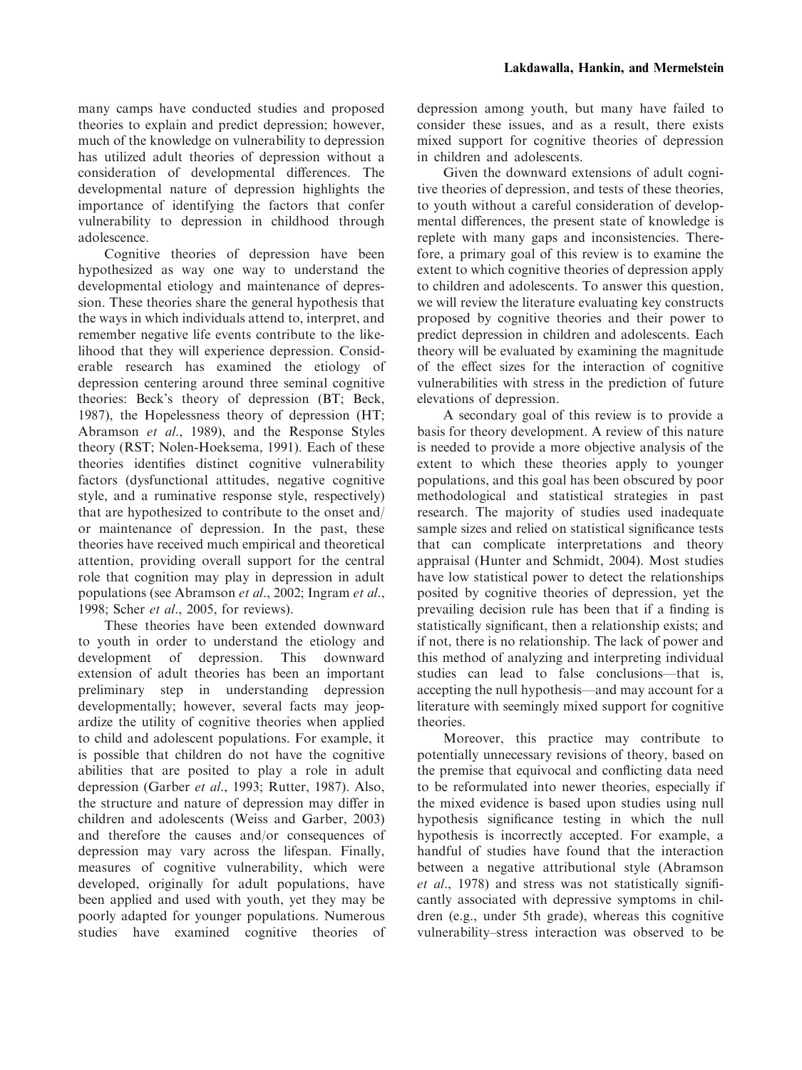many camps have conducted studies and proposed theories to explain and predict depression; however, much of the knowledge on vulnerability to depression has utilized adult theories of depression without a consideration of developmental differences. The developmental nature of depression highlights the importance of identifying the factors that confer vulnerability to depression in childhood through adolescence.

Cognitive theories of depression have been hypothesized as way one way to understand the developmental etiology and maintenance of depression. These theories share the general hypothesis that the ways in which individuals attend to, interpret, and remember negative life events contribute to the likelihood that they will experience depression. Considerable research has examined the etiology of depression centering around three seminal cognitive theories: Beck's theory of depression (BT; Beck, 1987), the Hopelessness theory of depression (HT; Abramson *et al*., 1989), and the Response Styles theory (RST; Nolen-Hoeksema, 1991). Each of these theories identifies distinct cognitive vulnerability factors (dysfunctional attitudes, negative cognitive style, and a ruminative response style, respectively) that are hypothesized to contribute to the onset and/or maintenance of depression. In the past, these theories have received much empirical and theoretical attention, providing overall support for the central role that cognition may play in depression in adult populations (see Abramson *et al*., 2002; Ingram *et al*., 1998; Scher *et al*., 2005, for reviews).

These theories have been extended downward to youth in order to understand the etiology and development of depression. This downward extension of adult theories has been an important preliminary step in understanding depression developmentally; however, several facts may jeopardize the utility of cognitive theories when applied to child and adolescent populations. For example, it is possible that children do not have the cognitive abilities that are posited to play a role in adult depression (Garber *et al*., 1993; Rutter, 1987). Also, the structure and nature of depression may differ in children and adolescents (Weiss and Garber, 2003) and therefore the causes and/or consequences of depression may vary across the lifespan. Finally, measures of cognitive vulnerability, which were developed, originally for adult populations, have been applied and used with youth, yet they may be poorly adapted for younger populations. Numerous studies have examined cognitive theories of depression among youth, but many have failed to consider these issues, and as a result, there exists mixed support for cognitive theories of depression in children and adolescents.

Given the downward extensions of adult cognitive theories of depression, and tests of these theories, to youth without a careful consideration of developmental differences, the present state of knowledge is replete with many gaps and inconsistencies. Therefore, a primary goal of this review is to examine the extent to which cognitive theories of depression apply to children and adolescents. To answer this question, we will review the literature evaluating key constructs proposed by cognitive theories and their power to predict depression in children and adolescents. Each theory will be evaluated by examining the magnitude of the effect sizes for the interaction of cognitive vulnerabilities with stress in the prediction of future elevations of depression.

A secondary goal of this review is to provide a basis for theory development. A review of this nature is needed to provide a more objective analysis of the extent to which these theories apply to younger populations, and this goal has been obscured by poor methodological and statistical strategies in past research. The majority of studies used inadequate sample sizes and relied on statistical significance tests that can complicate interpretations and theory appraisal (Hunter and Schmidt, 2004). Most studies have low statistical power to detect the relationships posited by cognitive theories of depression, yet the prevailing decision rule has been that if a finding is statistically significant, then a relationship exists; and if not, there is no relationship. The lack of power and this method of analyzing and interpreting individual studies can lead to false conclusions—that is, accepting the null hypothesis—and may account for a literature with seemingly mixed support for cognitive theories.

Moreover, this practice may contribute to potentially unnecessary revisions of theory, based on the premise that equivocal and conflicting data need to be reformulated into newer theories, especially if the mixed evidence is based upon studies using null hypothesis significance testing in which the null hypothesis is incorrectly accepted. For example, a handful of studies have found that the interaction between a negative attributional style (Abramson *et al*., 1978) and stress was not statistically significantly associated with depressive symptoms in children (e.g., under 5th grade), whereas this cognitive vulnerability–stress interaction was observed to be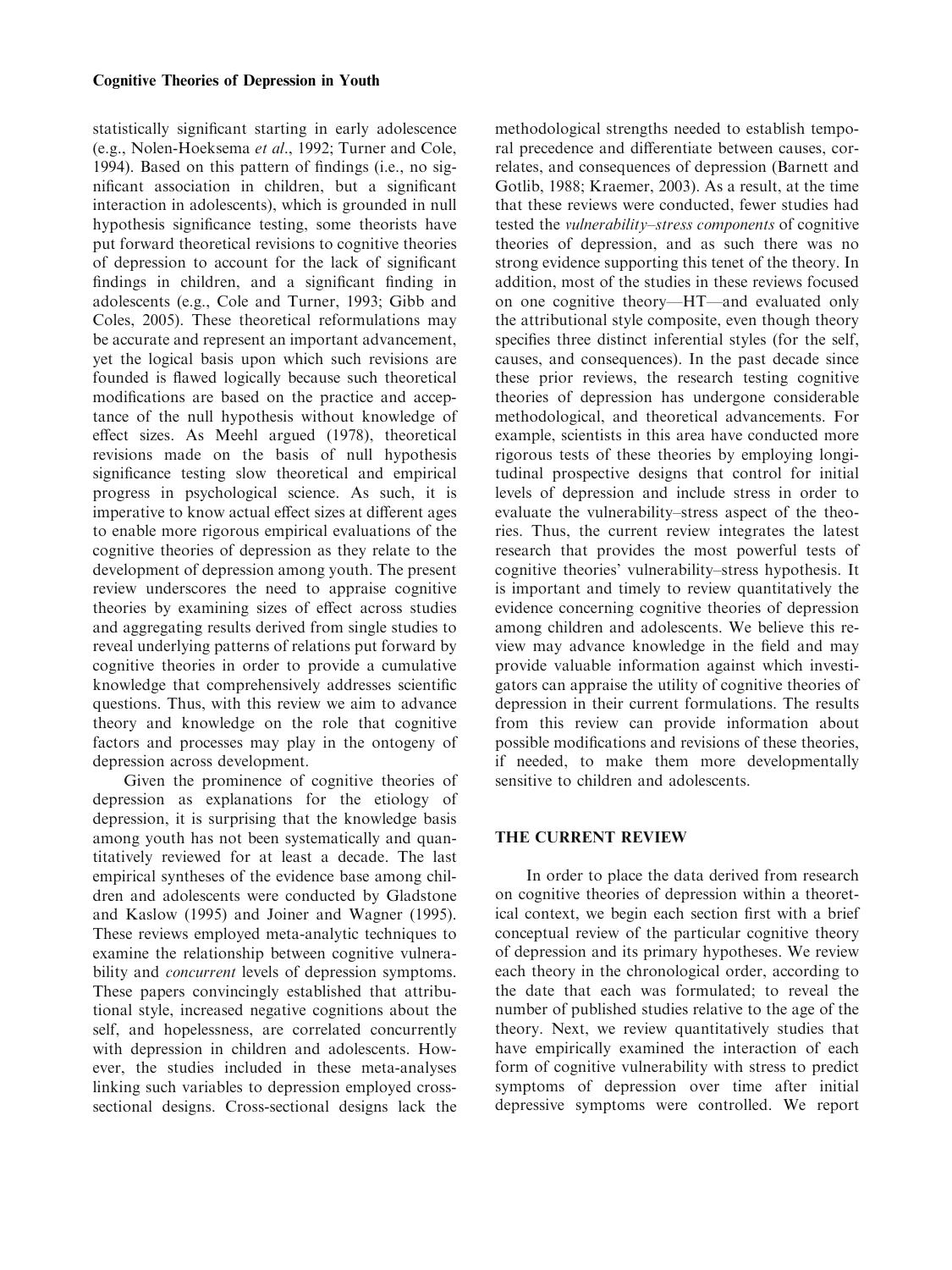statistically significant starting in early adolescence (e.g., Nolen-Hoeksema *et al*., 1992; Turner and Cole, 1994). Based on this pattern of findings (i.e., no significant association in children, but a significant interaction in adolescents), which is grounded in null hypothesis significance testing, some theorists have put forward theoretical revisions to cognitive theories of depression to account for the lack of significant findings in children, and a significant finding in adolescents (e.g., Cole and Turner, 1993; Gibb and Coles, 2005). These theoretical reformulations may be accurate and represent an important advancement, yet the logical basis upon which such revisions are founded is flawed logically because such theoretical modifications are based on the practice and acceptance of the null hypothesis without knowledge of effect sizes. As Meehl argued (1978), theoretical revisions made on the basis of null hypothesis significance testing slow theoretical and empirical progress in psychological science. As such, it is imperative to know actual effect sizes at different ages to enable more rigorous empirical evaluations of the cognitive theories of depression as they relate to the development of depression among youth. The present review underscores the need to appraise cognitive theories by examining sizes of effect across studies and aggregating results derived from single studies to reveal underlying patterns of relations put forward by cognitive theories in order to provide a cumulative knowledge that comprehensively addresses scientific questions. Thus, with this review we aim to advance theory and knowledge on the role that cognitive factors and processes may play in the ontogeny of depression across development.

Given the prominence of cognitive theories of depression as explanations for the etiology of depression, it is surprising that the knowledge basis among youth has not been systematically and quantitatively reviewed for at least a decade. The last empirical syntheses of the evidence base among children and adolescents were conducted by Gladstone and Kaslow (1995) and Joiner and Wagner (1995). These reviews employed meta-analytic techniques to examine the relationship between cognitive vulnerability and *concurrent* levels of depression symptoms. These papers convincingly established that attributional style, increased negative cognitions about the self, and hopelessness, are correlated concurrently with depression in children and adolescents. However, the studies included in these meta-analyses linking such variables to depression employed cross-sectional designs. Cross-sectional designs lack the methodological strengths needed to establish temporal precedence and differentiate between causes, correlates, and consequences of depression (Barnett and Gotlib, 1988; Kraemer, 2003). As a result, at the time that these reviews were conducted, fewer studies had tested the *vulnerability–stress components* of cognitive theories of depression, and as such there was no strong evidence supporting this tenet of the theory. In addition, most of the studies in these reviews focused on one cognitive theory—HT—and evaluated only the attributional style composite, even though theory specifies three distinct inferential styles (for the self, causes, and consequences). In the past decade since these prior reviews, the research testing cognitive theories of depression has undergone considerable methodological, and theoretical advancements. For example, scientists in this area have conducted more rigorous tests of these theories by employing longitudinal prospective designs that control for initial levels of depression and include stress in order to evaluate the vulnerability–stress aspect of the theories. Thus, the current review integrates the latest research that provides the most powerful tests of cognitive theories' vulnerability–stress hypothesis. It is important and timely to review quantitatively the evidence concerning cognitive theories of depression among children and adolescents. We believe this review may advance knowledge in the field and may provide valuable information against which investigators can appraise the utility of cognitive theories of depression in their current formulations. The results from this review can provide information about possible modifications and revisions of these theories, if needed, to make them more developmentally sensitive to children and adolescents.

## THE CURRENT REVIEW

In order to place the data derived from research on cognitive theories of depression within a theoretical context, we begin each section first with a brief conceptual review of the particular cognitive theory of depression and its primary hypotheses. We review each theory in the chronological order, according to the date that each was formulated; to reveal the number of published studies relative to the age of the theory. Next, we review quantitatively studies that have empirically examined the interaction of each form of cognitive vulnerability with stress to predict symptoms of depression over time after initial depressive symptoms were controlled. We report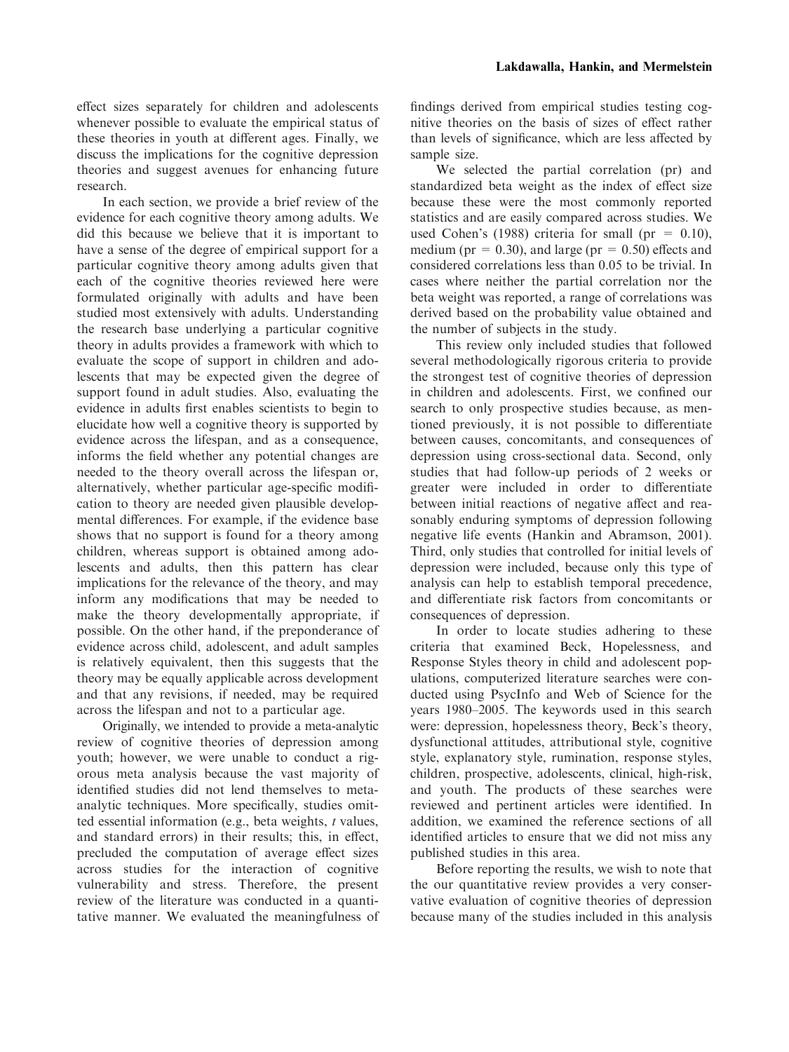effect sizes separately for children and adolescents whenever possible to evaluate the empirical status of these theories in youth at different ages. Finally, we discuss the implications for the cognitive depression theories and suggest avenues for enhancing future research.

In each section, we provide a brief review of the evidence for each cognitive theory among adults. We did this because we believe that it is important to have a sense of the degree of empirical support for a particular cognitive theory among adults given that each of the cognitive theories reviewed here were formulated originally with adults and have been studied most extensively with adults. Understanding the research base underlying a particular cognitive theory in adults provides a framework with which to evaluate the scope of support in children and adolescents that may be expected given the degree of support found in adult studies. Also, evaluating the evidence in adults first enables scientists to begin to elucidate how well a cognitive theory is supported by evidence across the lifespan, and as a consequence, informs the field whether any potential changes are needed to the theory overall across the lifespan or, alternatively, whether particular age-specific modification to theory are needed given plausible developmental differences. For example, if the evidence base shows that no support is found for a theory among children, whereas support is obtained among adolescents and adults, then this pattern has clear implications for the relevance of the theory, and may inform any modifications that may be needed to make the theory developmentally appropriate, if possible. On the other hand, if the preponderance of evidence across child, adolescent, and adult samples is relatively equivalent, then this suggests that the theory may be equally applicable across development and that any revisions, if needed, may be required across the lifespan and not to a particular age.

Originally, we intended to provide a meta-analytic review of cognitive theories of depression among youth; however, we were unable to conduct a rigorous meta analysis because the vast majority of identified studies did not lend themselves to meta-analytic techniques. More specifically, studies omitted essential information (e.g., beta weights, *t* values, and standard errors) in their results; this, in effect, precluded the computation of average effect sizes across studies for the interaction of cognitive vulnerability and stress. Therefore, the present review of the literature was conducted in a quantitative manner. We evaluated the meaningfulness of findings derived from empirical studies testing cognitive theories on the basis of sizes of effect rather than levels of significance, which are less affected by sample size.

We selected the partial correlation (pr) and standardized beta weight as the index of effect size because these were the most commonly reported statistics and are easily compared across studies. We used Cohen's (1988) criteria for small (pr = 0.10), medium (pr = 0.30), and large (pr = 0.50) effects and considered correlations less than 0.05 to be trivial. In cases where neither the partial correlation nor the beta weight was reported, a range of correlations was derived based on the probability value obtained and the number of subjects in the study.

This review only included studies that followed several methodologically rigorous criteria to provide the strongest test of cognitive theories of depression in children and adolescents. First, we confined our search to only prospective studies because, as mentioned previously, it is not possible to differentiate between causes, concomitants, and consequences of depression using cross-sectional data. Second, only studies that had follow-up periods of 2 weeks or greater were included in order to differentiate between initial reactions of negative affect and reasonably enduring symptoms of depression following negative life events (Hankin and Abramson, 2001). Third, only studies that controlled for initial levels of depression were included, because only this type of analysis can help to establish temporal precedence, and differentiate risk factors from concomitants or consequences of depression.

In order to locate studies adhering to these criteria that examined Beck, Hopelessness, and Response Styles theory in child and adolescent populations, computerized literature searches were conducted using PsycInfo and Web of Science for the years 1980–2005. The keywords used in this search were: depression, hopelessness theory, Beck's theory, dysfunctional attitudes, attributional style, cognitive style, explanatory style, rumination, response styles, children, prospective, adolescents, clinical, high-risk, and youth. The products of these searches were reviewed and pertinent articles were identified. In addition, we examined the reference sections of all identified articles to ensure that we did not miss any published studies in this area.

Before reporting the results, we wish to note that the our quantitative review provides a very conservative evaluation of cognitive theories of depression because many of the studies included in this analysis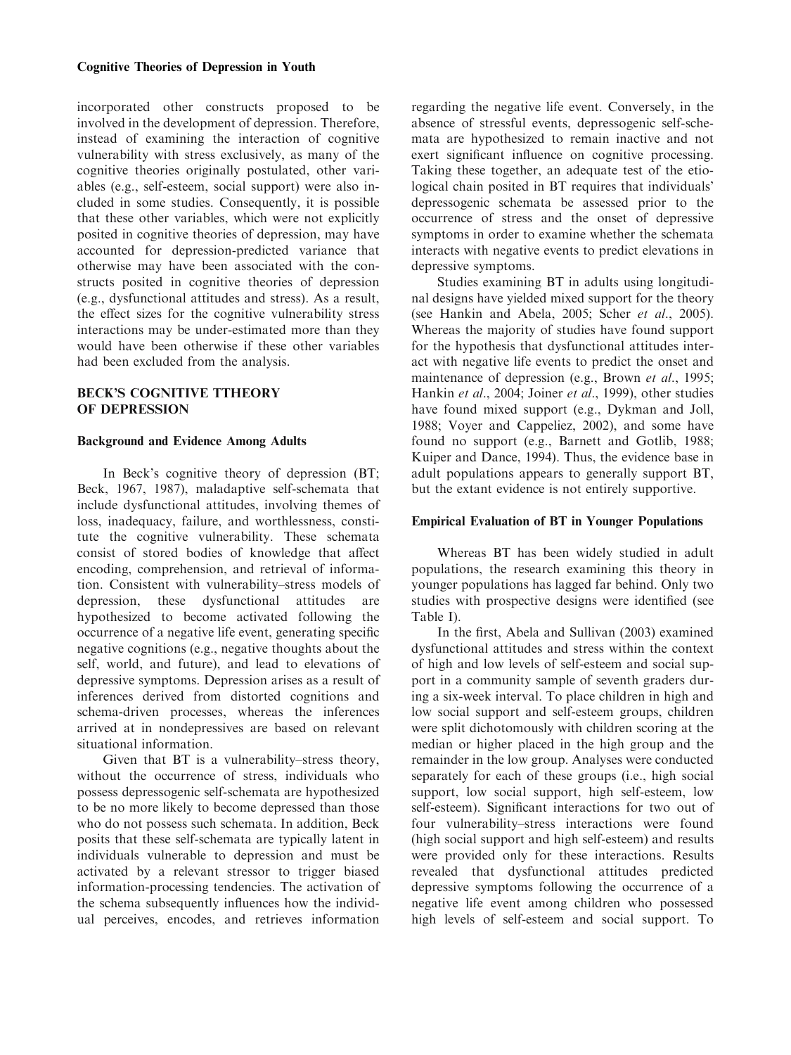incorporated other constructs proposed to be involved in the development of depression. Therefore, instead of examining the interaction of cognitive vulnerability with stress exclusively, as many of the cognitive theories originally postulated, other variables (e.g., self-esteem, social support) were also included in some studies. Consequently, it is possible that these other variables, which were not explicitly posited in cognitive theories of depression, may have accounted for depression-predicted variance that otherwise may have been associated with the constructs posited in cognitive theories of depression (e.g., dysfunctional attitudes and stress). As a result, the effect sizes for the cognitive vulnerability stress interactions may be under-estimated more than they would have been otherwise if these other variables had been excluded from the analysis.

## BECK'S COGNITIVE TTHEORY OF DEPRESSION

### Background and Evidence Among Adults

In Beck's cognitive theory of depression (BT; Beck, 1967, 1987), maladaptive self-schemata that include dysfunctional attitudes, involving themes of loss, inadequacy, failure, and worthlessness, constitute the cognitive vulnerability. These schemata consist of stored bodies of knowledge that affect encoding, comprehension, and retrieval of information. Consistent with vulnerability–stress models of depression, these dysfunctional attitudes are hypothesized to become activated following the occurrence of a negative life event, generating specific negative cognitions (e.g., negative thoughts about the self, world, and future), and lead to elevations of depressive symptoms. Depression arises as a result of inferences derived from distorted cognitions and schema-driven processes, whereas the inferences arrived at in nondepressives are based on relevant situational information.

Given that BT is a vulnerability–stress theory, without the occurrence of stress, individuals who possess depressogenic self-schemata are hypothesized to be no more likely to become depressed than those who do not possess such schemata. In addition, Beck posits that these self-schemata are typically latent in individuals vulnerable to depression and must be activated by a relevant stressor to trigger biased information-processing tendencies. The activation of the schema subsequently influences how the individual perceives, encodes, and retrieves information regarding the negative life event. Conversely, in the absence of stressful events, depressogenic self-schemata are hypothesized to remain inactive and not exert significant influence on cognitive processing. Taking these together, an adequate test of the etiological chain posited in BT requires that individuals' depressogenic schemata be assessed prior to the occurrence of stress and the onset of depressive symptoms in order to examine whether the schemata interacts with negative events to predict elevations in depressive symptoms.

Studies examining BT in adults using longitudinal designs have yielded mixed support for the theory (see Hankin and Abela, 2005; Scher *et al*., 2005). Whereas the majority of studies have found support for the hypothesis that dysfunctional attitudes interact with negative life events to predict the onset and maintenance of depression (e.g., Brown *et al*., 1995; Hankin *et al*., 2004; Joiner *et al*., 1999), other studies have found mixed support (e.g., Dykman and Joll, 1988; Voyer and Cappeliez, 2002), and some have found no support (e.g., Barnett and Gotlib, 1988; Kuiper and Dance, 1994). Thus, the evidence base in adult populations appears to generally support BT, but the extant evidence is not entirely supportive.

### Empirical Evaluation of BT in Younger Populations

Whereas BT has been widely studied in adult populations, the research examining this theory in younger populations has lagged far behind. Only two studies with prospective designs were identified (see Table I).

In the first, Abela and Sullivan (2003) examined dysfunctional attitudes and stress within the context of high and low levels of self-esteem and social support in a community sample of seventh graders during a six-week interval. To place children in high and low social support and self-esteem groups, children were split dichotomously with children scoring at the median or higher placed in the high group and the remainder in the low group. Analyses were conducted separately for each of these groups (i.e., high social support, low social support, high self-esteem, low self-esteem). Significant interactions for two out of four vulnerability–stress interactions were found (high social support and high self-esteem) and results were provided only for these interactions. Results revealed that dysfunctional attitudes predicted depressive symptoms following the occurrence of a negative life event among children who possessed high levels of self-esteem and social support. To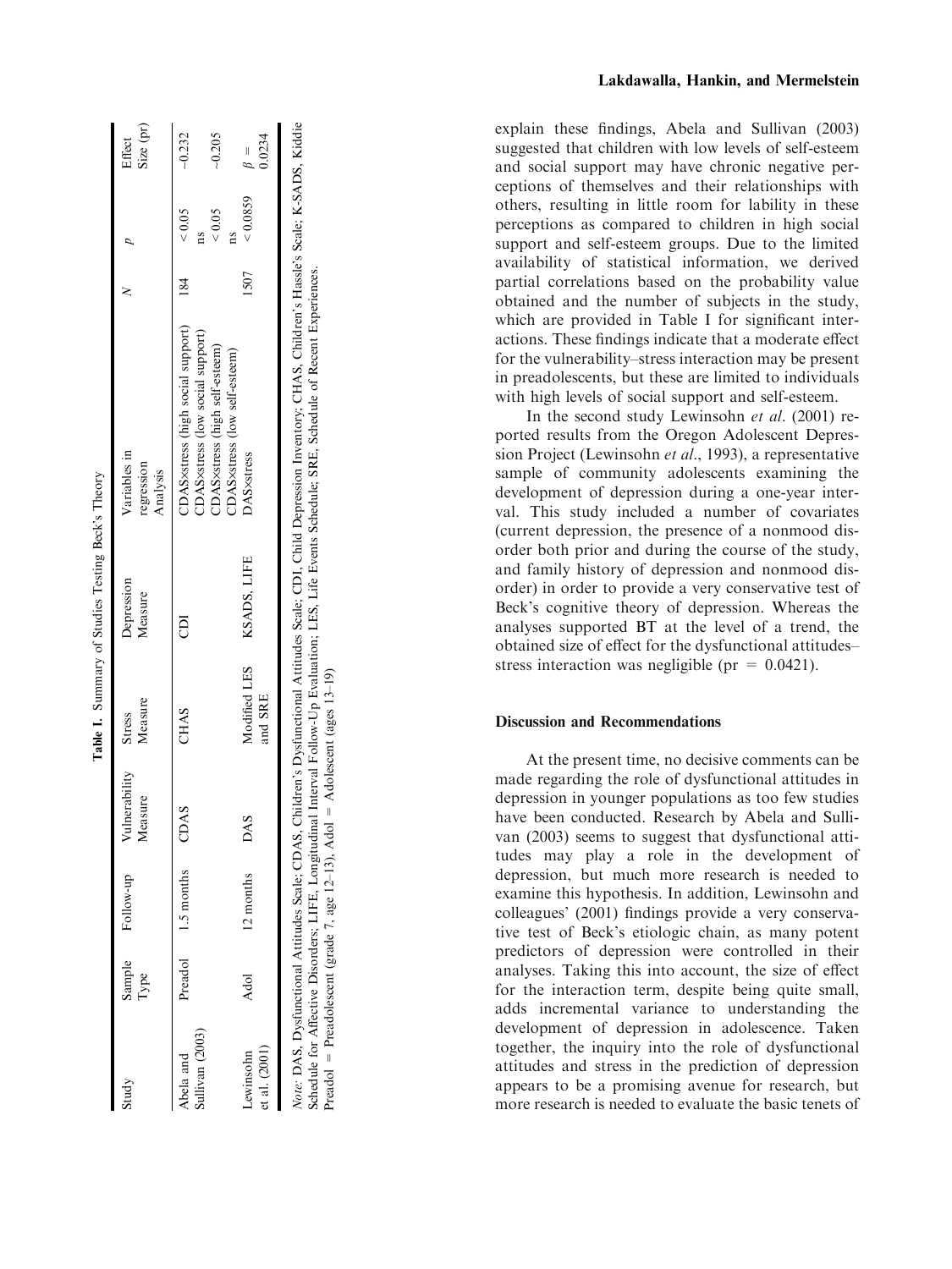Table I. Summary of Studies Testing Beck's Theory

| Study | Sample Type | Follow-up | Vulnerability Measure | Stress Measure | Depression Measure | Variables in regression Analysis | N | p | Effect Size (pr) |
|---|---|---|---|---|---|---|---|---|---|
| Abela and Sullivan (2003) | Preadol | 1.5 months | CDAS | CHAS | CDI | CDAS×stress (high social support) | 184 | < 0.05 | ~0.232 |
| | | | | | | CDAS×stress (low social support) | | ns | |
| | | | | | | CDAS×stress (high self-esteem) | | < 0.05 | ~0.205 |
| | | | | | | CDAS×stress (low self-esteem) | | ns | |
| Lewinsohn et al. (2001) | Adol | 12 months | DAS | Modified LES and SRE | KSADS, LIFE | DAS×stress | 1507 | < 0.0859 | $\beta =$ 0.0234 |

*Note*: DAS, Dysfunctional Attitudes Scale; CDAS, Children's Dysfunctional Attitudes Scale; CDI, Child Depression Inventory; CHAS, Children's Hassle's Scale; K-SADS, Kiddie Schedule for Affective Disorders; LIFE, Longitudinal Interval Follow-Up Evaluation; LES, Life Events Schedule; SRE, Schedule of Recent Experiences. Preadol = Preadolescent (grade 7, age 12–13), Adol = Adolescent (ages 13–19)

explain these findings, Abela and Sullivan (2003) suggested that children with low levels of self-esteem and social support may have chronic negative perceptions of themselves and their relationships with others, resulting in little room for lability in these perceptions as compared to children in high social support and self-esteem groups. Due to the limited availability of statistical information, we derived partial correlations based on the probability value obtained and the number of subjects in the study, which are provided in Table I for significant interactions. These findings indicate that a moderate effect for the vulnerability–stress interaction may be present in preadolescents, but these are limited to individuals with high levels of social support and self-esteem.

In the second study Lewinsohn *et al*. (2001) reported results from the Oregon Adolescent Depression Project (Lewinsohn *et al*., 1993), a representative sample of community adolescents examining the development of depression during a one-year interval. This study included a number of covariates (current depression, the presence of a nonmood disorder both prior and during the course of the study, and family history of depression and nonmood disorder) in order to provide a very conservative test of Beck's cognitive theory of depression. Whereas the analyses supported BT at the level of a trend, the obtained size of effect for the dysfunctional attitudes–stress interaction was negligible (pr = 0.0421).

### Discussion and Recommendations

At the present time, no decisive comments can be made regarding the role of dysfunctional attitudes in depression in younger populations as too few studies have been conducted. Research by Abela and Sullivan (2003) seems to suggest that dysfunctional attitudes may play a role in the development of depression, but much more research is needed to examine this hypothesis. In addition, Lewinsohn and colleagues' (2001) findings provide a very conservative test of Beck's etiologic chain, as many potent predictors of depression were controlled in their analyses. Taking this into account, the size of effect for the interaction term, despite being quite small, adds incremental variance to understanding the development of depression in adolescence. Taken together, the inquiry into the role of dysfunctional attitudes and stress in the prediction of depression appears to be a promising avenue for research, but more research is needed to evaluate the basic tenets of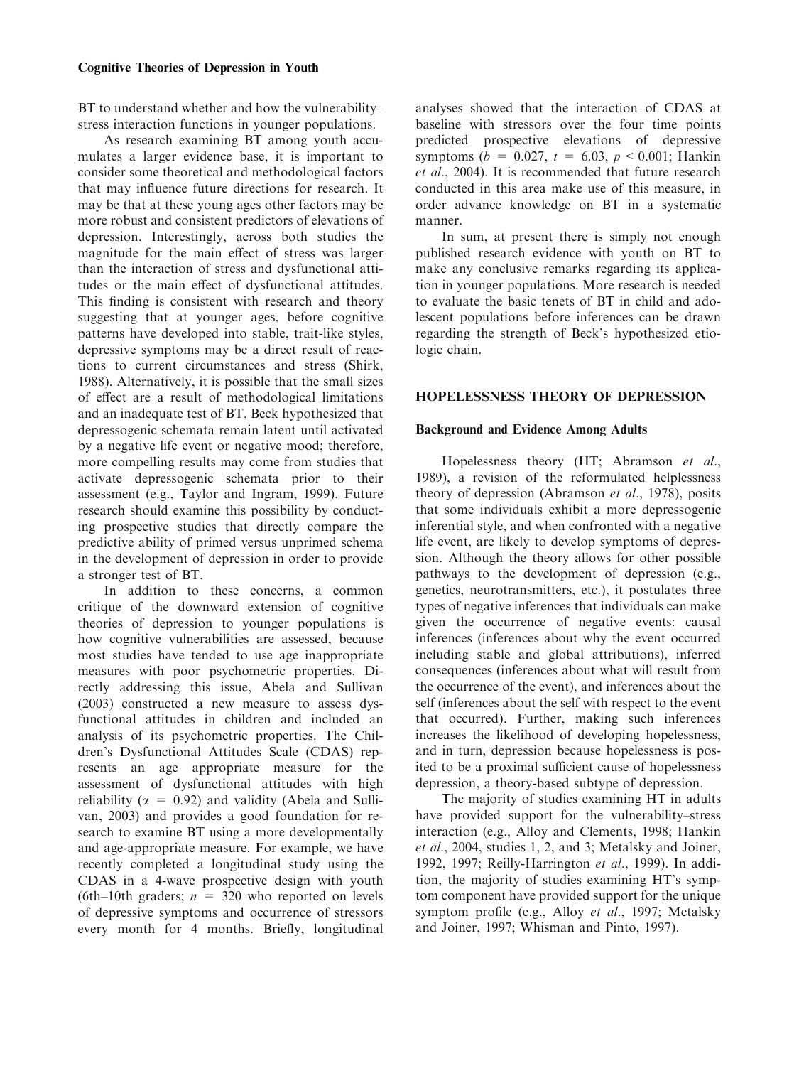BT to understand whether and how the vulnerability–stress interaction functions in younger populations.

As research examining BT among youth accumulates a larger evidence base, it is important to consider some theoretical and methodological factors that may influence future directions for research. It may be that at these young ages other factors may be more robust and consistent predictors of elevations of depression. Interestingly, across both studies the magnitude for the main effect of stress was larger than the interaction of stress and dysfunctional attitudes or the main effect of dysfunctional attitudes. This finding is consistent with research and theory suggesting that at younger ages, before cognitive patterns have developed into stable, trait-like styles, depressive symptoms may be a direct result of reactions to current circumstances and stress (Shirk, 1988). Alternatively, it is possible that the small sizes of effect are a result of methodological limitations and an inadequate test of BT. Beck hypothesized that depressogenic schemata remain latent until activated by a negative life event or negative mood; therefore, more compelling results may come from studies that activate depressogenic schemata prior to their assessment (e.g., Taylor and Ingram, 1999). Future research should examine this possibility by conducting prospective studies that directly compare the predictive ability of primed versus unprimed schema in the development of depression in order to provide a stronger test of BT.

In addition to these concerns, a common critique of the downward extension of cognitive theories of depression to younger populations is how cognitive vulnerabilities are assessed, because most studies have tended to use age inappropriate measures with poor psychometric properties. Directly addressing this issue, Abela and Sullivan (2003) constructed a new measure to assess dysfunctional attitudes in children and included an analysis of its psychometric properties. The Children's Dysfunctional Attitudes Scale (CDAS) represents an age appropriate measure for the assessment of dysfunctional attitudes with high reliability ($\alpha = 0.92$) and validity (Abela and Sullivan, 2003) and provides a good foundation for research to examine BT using a more developmentally and age-appropriate measure. For example, we have recently completed a longitudinal study using the CDAS in a 4-wave prospective design with youth (6th–10th graders; $n = 320$ who reported on levels of depressive symptoms and occurrence of stressors every month for 4 months. Briefly, longitudinal analyses showed that the interaction of CDAS at baseline with stressors over the four time points predicted prospective elevations of depressive symptoms ($b = 0.027$, $t = 6.03$, $p < 0.001$; Hankin *et al*., 2004). It is recommended that future research conducted in this area make use of this measure, in order advance knowledge on BT in a systematic manner.

In sum, at present there is simply not enough published research evidence with youth on BT to make any conclusive remarks regarding its application in younger populations. More research is needed to evaluate the basic tenets of BT in child and adolescent populations before inferences can be drawn regarding the strength of Beck's hypothesized etiologic chain.

## HOPELESSNESS THEORY OF DEPRESSION

### Background and Evidence Among Adults

Hopelessness theory (HT; Abramson *et al*., 1989), a revision of the reformulated helplessness theory of depression (Abramson *et al*., 1978), posits that some individuals exhibit a more depressogenic inferential style, and when confronted with a negative life event, are likely to develop symptoms of depression. Although the theory allows for other possible pathways to the development of depression (e.g., genetics, neurotransmitters, etc.), it postulates three types of negative inferences that individuals can make given the occurrence of negative events: causal inferences (inferences about why the event occurred including stable and global attributions), inferred consequences (inferences about what will result from the occurrence of the event), and inferences about the self (inferences about the self with respect to the event that occurred). Further, making such inferences increases the likelihood of developing hopelessness, and in turn, depression because hopelessness is posited to be a proximal sufficient cause of hopelessness depression, a theory-based subtype of depression.

The majority of studies examining HT in adults have provided support for the vulnerability–stress interaction (e.g., Alloy and Clements, 1998; Hankin *et al*., 2004, studies 1, 2, and 3; Metalsky and Joiner, 1992, 1997; Reilly-Harrington *et al*., 1999). In addition, the majority of studies examining HT's symptom component have provided support for the unique symptom profile (e.g., Alloy *et al*., 1997; Metalsky and Joiner, 1997; Whisman and Pinto, 1997).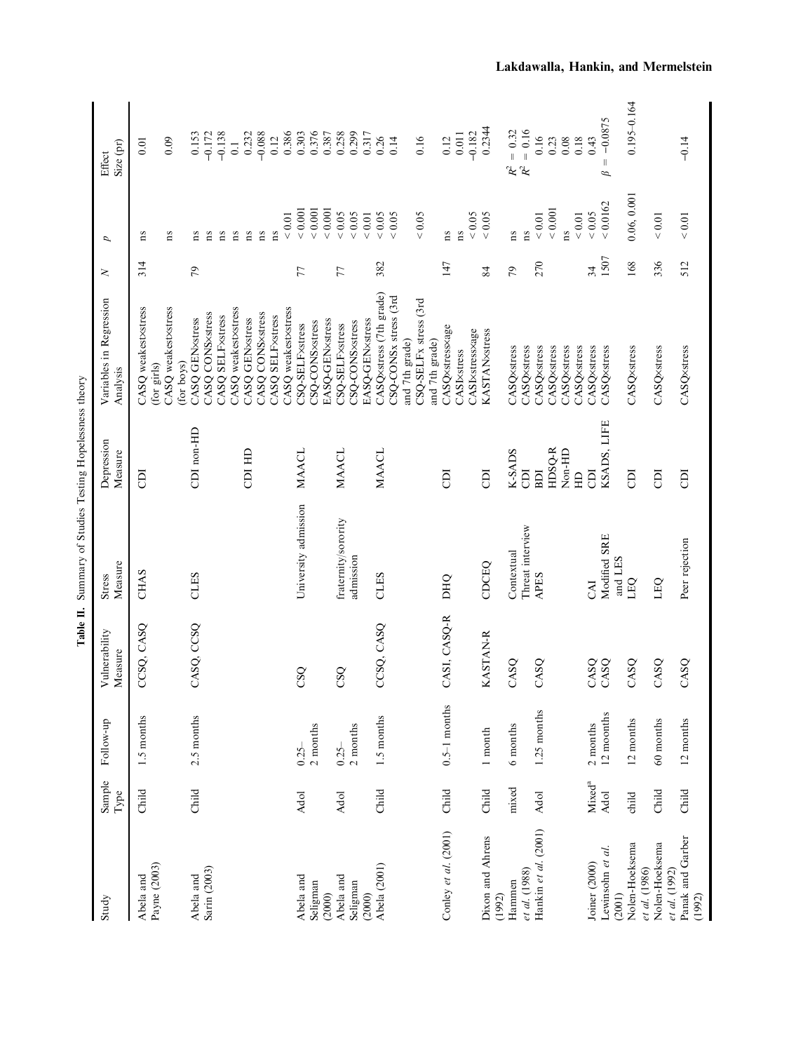**Table II.** Summary of Studies Testing Hopelessness theory

| Study | Sample Type | Follow-up | Vulnerability Measure | Stress Measure | Depression Measure | Variables in Regression Analysis | N | p | Effect Size (pr) |
|---|---|---|---|---|---|---|---|---|---|
| Abela and Payne (2003) | Child | 1.5 months | CCSQ, CASQ | CHAS | CDI | CASQ weakest×stress (for girls) | 314 | ns | 0.01 |
| | | | | | | CASQ weakest×stress (for boys) | | ns | 0.09 |
| Abela and Sarin (2003) | Child | 2.5 months | CASQ, CCSQ | CLES | CDI non-HD | CASQ GEN×stress | 79 | ns | 0.153 |
| | | | | | | CASQ CONS×stress | | ns | −0.172 |
| | | | | | | CASQ SELF×stress | | ns | −0.138 |
| | | | | | | CASQ weakest×stress | | ns | 0.1 |
| | | | | | CDI HD | CASQ GEN×stress | | ns | 0.232 |
| | | | | | | CASQ CONS×stress | | ns | −0.088 |
| | | | | | | CASQ SELF×stress | | ns | 0.12 |
| | | | | | | CASQ weakest×stress | | < 0.01 | 0.386 |
| Abela and Seligman (2000) | Adol | 0.25–2 months | CSQ | University admission | MAACL | CSQ-SELF×stress | 77 | < 0.001 | 0.303 |
| | | | | | | CSQ-CONS×stress | | < 0.001 | 0.376 |
| | | | | | | EASQ-GEN×stress | | < 0.001 | 0.387 |
| Abela and Seligman (2000) | Adol | 0.25–2 months | CSQ | fraternity/sorority admission | MAACL | CSQ-SELF×stress | 77 | < 0.05 | 0.258 |
| | | | | | | CSQ-CONS×stress | | < 0.05 | 0.299 |
| | | | | | | EASQ-GEN×stress | | < 0.01 | 0.317 |
| Abela (2001) | Child | 1.5 months | CCSQ, CASQ | CLES | MAACL | CASQ×stress (7th grade) | 382 | < 0.05 | 0.26 |
| | | | | | | CSQ-CONSx stress (3rd and 7th grade) | | < 0.05 | 0.14 |
| | | | | | | CSQ-SELFx stress (3rd and 7th grade) | | < 0.05 | 0.16 |
| Conley *et al.* (2001) | Child | 0.5–1 months | CASI, CASQ-R | DHQ | CDI | CASQ×stress×age | 147 | ns | 0.12 |
| | | | | | | CASI×stress | | ns | 0.011 |
| | | | | | | CASI×stress×age | | < 0.05 | −0.182 |
| Dixon and Ahrens (1992) | Child | 1 month | KASTAN-R | CDCEQ | CDI | KASTAN×stress | 84 | < 0.05 | 0.2344 |
| Hammen *et al.* (1988) | mixed | 6 months | CASQ | Contextual Threat interview | K-SADS | CASQ×stress | 79 | ns | $R^2 = 0.32$ |
| Hankin *et al.* (2001) | Adol | 1.25 months | CASQ | APES | CDI | CASQ×stress | | ns | $R^2 = 0.16$ |
| | | | | | BDI | CASQ×stress | 270 | < 0.01 | 0.16 |
| | | | | | HDSQ-R | CASQ×stress | | < 0.001 | 0.23 |
| | | | | | Non-HD | CASQ×stress | | ns | 0.08 |
| | | | | | HD | CASQ×stress | | < 0.01 | 0.18 |
| Joiner (2000) | Mixed[a] | 2 months | CASQ | CAI | CDI | CASQ×stress | 34 | < 0.05 | 0.43 |
| Lewinsohn *et al.* (2001) | Adol | 12 moonths | CASQ | Modified SRE and LES | KSADS, LIFE | CASQ×stress | 1507 | < 0.0162 | $\beta = -0.0875$ |
| Nolen-Hoeksema *et al.* (1986) | child | 12 months | CASQ | LEQ | CDI | CASQ×stress | 168 | 0.06, 0.001 | 0.195–0.164 |
| Nolen-Hoeksema *et al.* (1992) | Child | 60 months | CASQ | LEQ | CDI | CASQ×stress | 336 | < 0.01 | |
| Panak and Garber (1992) | Child | 12 months | CASQ | Peer rejection | CDI | CASQ×stress | 512 | < 0.01 | −0.14 |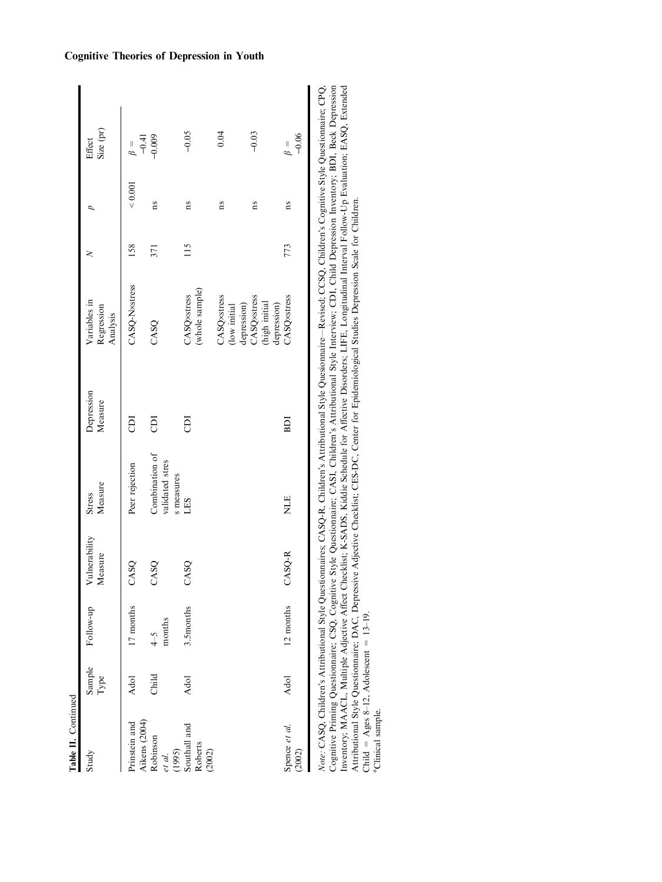**Table II.** Continued

| Study | Sample Type | Follow-up | Vulnerability Measure | Stress Measure | Depression Measure | Variables in Regression Analysis | N | p | Effect Size (pr) |
|---|---|---|---|---|---|---|---|---|---|
| Prinstein and Aikens (2004) | Adol | 17 months | CASQ | Peer rejection | CDI | CASQ-N×stress | 158 | < 0.001 | β = −0.41 |
| Robinson *et al.* (1995) | Child | 4–5 months | CASQ | Combination of validated stress measures | CDI | CASQ | 371 | ns | −0.009 |
| Southall and Roberts (2002) | Adol | 3.5months | CASQ | LES | CDI | CASQ×stress (whole sample) | 115 | ns | −0.05 |
| | | | | | | CASQ×stress (low initial depression) | | ns | 0.04 |
| | | | | | | CASQ×stress (high initial depression) | | ns | −0.03 |
| Spence *et al.* (2002) | Adol | 12 months | CASQ-R | NLE | BDI | CASQ×stress | 773 | ns | β = −0.06 |

*Note:* CASQ, Children's Attributional Style Questionnaires; CASQ-R, Children's Attributional Style Quesionnaire—Revised; CCSQ, Children's Cognitive Style Questionnaire; CPQ, Cognitive Priming Questionnaire; CSQ, Cognitive Style Questionnaire; CASI, Children's Attributional Style Interview; CDI, Child Depression Inventory; BDI, Beck Depression Inventory; MAACL, Multiple Adjective Affect Checklist; K-SADS, Kiddie Schedule for Affective Disorders; LIFE, Longitudinal Interval Follow-Up Evaluation; EASQ, Extended Attributional Style Questionnaire; DAC, Depressive Adjective Checklist; CES-DC, Center for Epidemiological Studies Depression Scale for Children.

Child = Ages 8–12, Adolescent = 13–19.

[a]Clinical sample.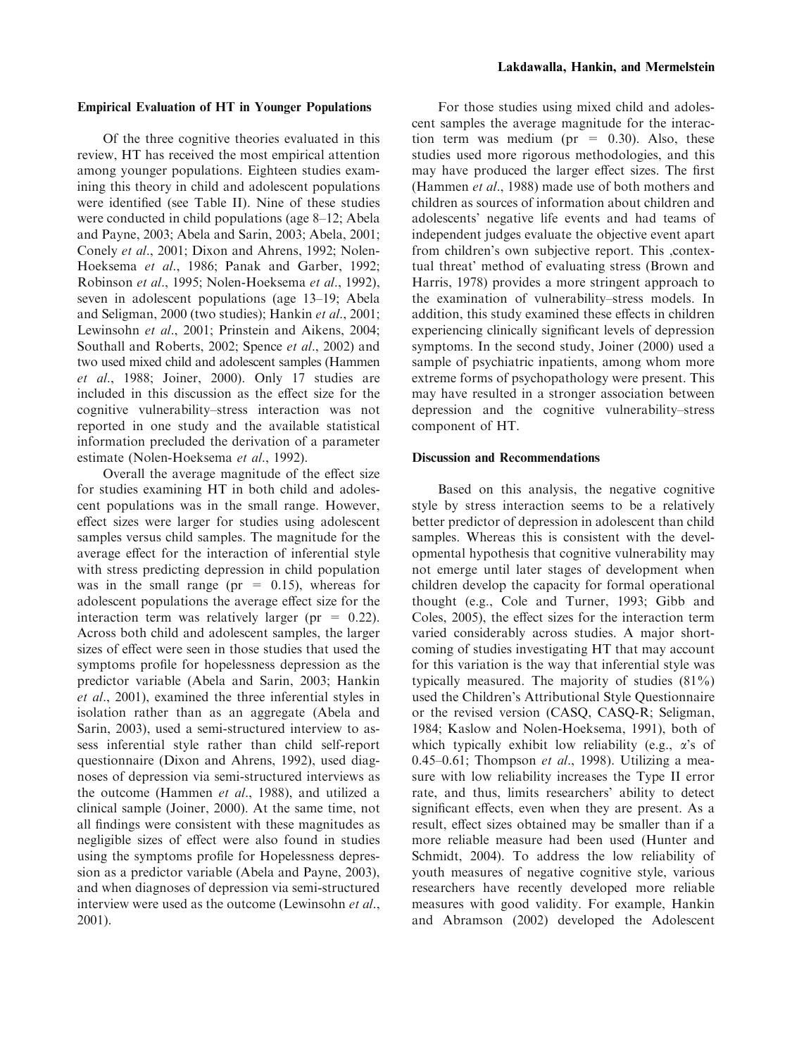### Empirical Evaluation of HT in Younger Populations

Of the three cognitive theories evaluated in this review, HT has received the most empirical attention among younger populations. Eighteen studies examining this theory in child and adolescent populations were identified (see Table II). Nine of these studies were conducted in child populations (age 8–12; Abela and Payne, 2003; Abela and Sarin, 2003; Abela, 2001; Conely *et al.*, 2001; Dixon and Ahrens, 1992; Nolen-Hoeksema *et al.*, 1986; Panak and Garber, 1992; Robinson *et al.*, 1995; Nolen-Hoeksema *et al.*, 1992), seven in adolescent populations (age 13–19; Abela and Seligman, 2000 (two studies); Hankin *et al.*, 2001; Lewinsohn *et al.*, 2001; Prinstein and Aikens, 2004; Southall and Roberts, 2002; Spence *et al.*, 2002) and two used mixed child and adolescent samples (Hammen *et al.*, 1988; Joiner, 2000). Only 17 studies are included in this discussion as the effect size for the cognitive vulnerability–stress interaction was not reported in one study and the available statistical information precluded the derivation of a parameter estimate (Nolen-Hoeksema *et al.*, 1992).

Overall the average magnitude of the effect size for studies examining HT in both child and adolescent populations was in the small range. However, effect sizes were larger for studies using adolescent samples versus child samples. The magnitude for the average effect for the interaction of inferential style with stress predicting depression in child population was in the small range (pr = 0.15), whereas for adolescent populations the average effect size for the interaction term was relatively larger (pr = 0.22). Across both child and adolescent samples, the larger sizes of effect were seen in those studies that used the symptoms profile for hopelessness depression as the predictor variable (Abela and Sarin, 2003; Hankin *et al.*, 2001), examined the three inferential styles in isolation rather than as an aggregate (Abela and Sarin, 2003), used a semi-structured interview to assess inferential style rather than child self-report questionnaire (Dixon and Ahrens, 1992), used diagnoses of depression via semi-structured interviews as the outcome (Hammen *et al.*, 1988), and utilized a clinical sample (Joiner, 2000). At the same time, not all findings were consistent with these magnitudes as negligible sizes of effect were also found in studies using the symptoms profile for Hopelessness depression as a predictor variable (Abela and Payne, 2003), and when diagnoses of depression via semi-structured interview were used as the outcome (Lewinsohn *et al.*, 2001).

For those studies using mixed child and adolescent samples the average magnitude for the interaction term was medium (pr = 0.30). Also, these studies used more rigorous methodologies, and this may have produced the larger effect sizes. The first (Hammen *et al.*, 1988) made use of both mothers and children as sources of information about children and adolescents' negative life events and had teams of independent judges evaluate the objective event apart from children's own subjective report. This ‚contextual threat' method of evaluating stress (Brown and Harris, 1978) provides a more stringent approach to the examination of vulnerability–stress models. In addition, this study examined these effects in children experiencing clinically significant levels of depression symptoms. In the second study, Joiner (2000) used a sample of psychiatric inpatients, among whom more extreme forms of psychopathology were present. This may have resulted in a stronger association between depression and the cognitive vulnerability–stress component of HT.

### Discussion and Recommendations

Based on this analysis, the negative cognitive style by stress interaction seems to be a relatively better predictor of depression in adolescent than child samples. Whereas this is consistent with the developmental hypothesis that cognitive vulnerability may not emerge until later stages of development when children develop the capacity for formal operational thought (e.g., Cole and Turner, 1993; Gibb and Coles, 2005), the effect sizes for the interaction term varied considerably across studies. A major shortcoming of studies investigating HT that may account for this variation is the way that inferential style was typically measured. The majority of studies (81%) used the Children's Attributional Style Questionnaire or the revised version (CASQ, CASQ-R; Seligman, 1984; Kaslow and Nolen-Hoeksema, 1991), both of which typically exhibit low reliability (e.g., $\alpha$'s of 0.45–0.61; Thompson *et al.*, 1998). Utilizing a measure with low reliability increases the Type II error rate, and thus, limits researchers' ability to detect significant effects, even when they are present. As a result, effect sizes obtained may be smaller than if a more reliable measure had been used (Hunter and Schmidt, 2004). To address the low reliability of youth measures of negative cognitive style, various researchers have recently developed more reliable measures with good validity. For example, Hankin and Abramson (2002) developed the Adolescent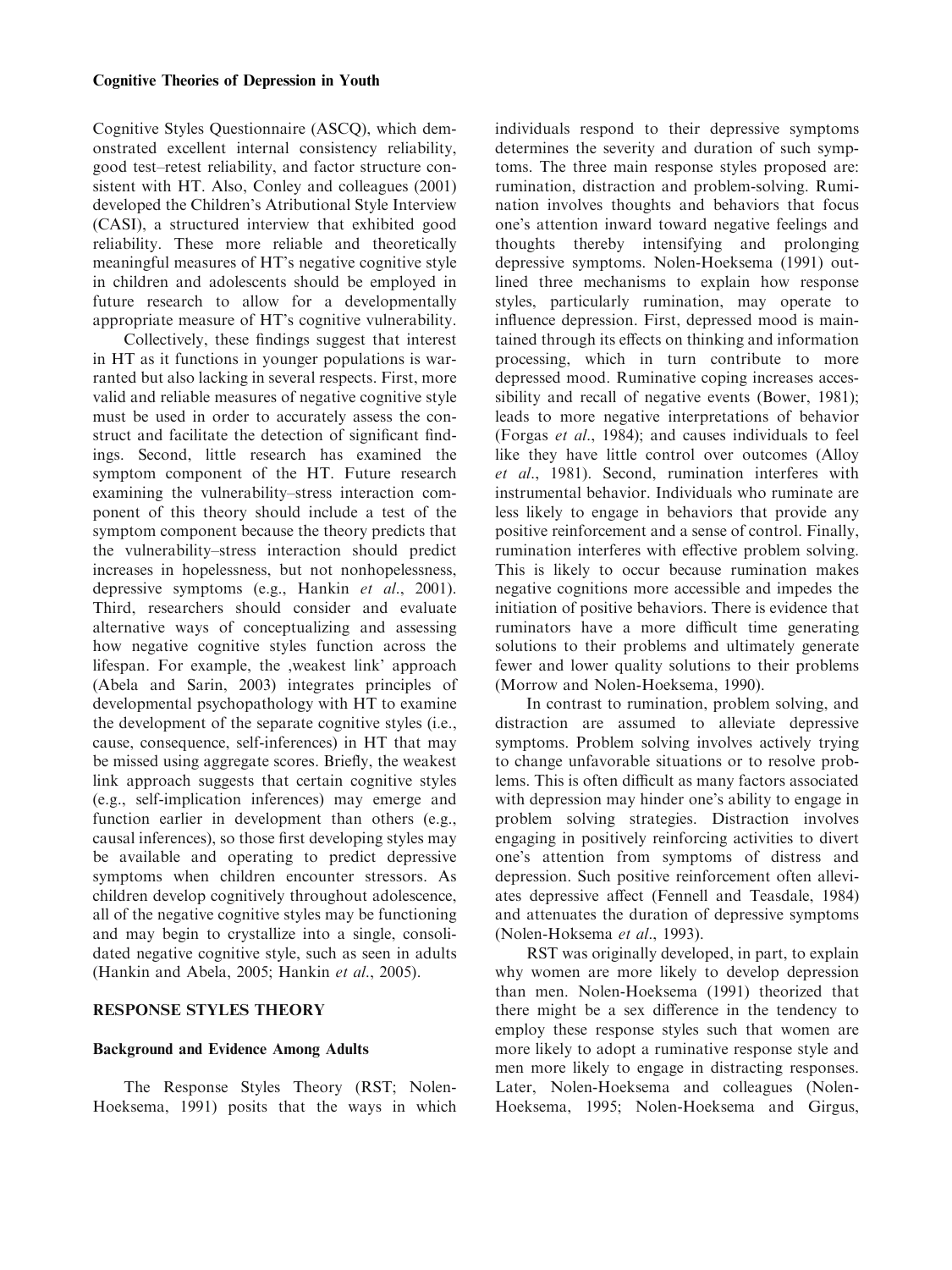Cognitive Styles Questionnaire (ASCQ), which demonstrated excellent internal consistency reliability, good test–retest reliability, and factor structure consistent with HT. Also, Conley and colleagues (2001) developed the Children's Atributional Style Interview (CASI), a structured interview that exhibited good reliability. These more reliable and theoretically meaningful measures of HT's negative cognitive style in children and adolescents should be employed in future research to allow for a developmentally appropriate measure of HT's cognitive vulnerability.

Collectively, these findings suggest that interest in HT as it functions in younger populations is warranted but also lacking in several respects. First, more valid and reliable measures of negative cognitive style must be used in order to accurately assess the construct and facilitate the detection of significant findings. Second, little research has examined the symptom component of the HT. Future research examining the vulnerability–stress interaction component of this theory should include a test of the symptom component because the theory predicts that the vulnerability–stress interaction should predict increases in hopelessness, but not nonhopelessness, depressive symptoms (e.g., Hankin *et al*., 2001). Third, researchers should consider and evaluate alternative ways of conceptualizing and assessing how negative cognitive styles function across the lifespan. For example, the ‚weakest link' approach (Abela and Sarin, 2003) integrates principles of developmental psychopathology with HT to examine the development of the separate cognitive styles (i.e., cause, consequence, self-inferences) in HT that may be missed using aggregate scores. Briefly, the weakest link approach suggests that certain cognitive styles (e.g., self-implication inferences) may emerge and function earlier in development than others (e.g., causal inferences), so those first developing styles may be available and operating to predict depressive symptoms when children encounter stressors. As children develop cognitively throughout adolescence, all of the negative cognitive styles may be functioning and may begin to crystallize into a single, consolidated negative cognitive style, such as seen in adults (Hankin and Abela, 2005; Hankin *et al*., 2005).

## RESPONSE STYLES THEORY

### Background and Evidence Among Adults

The Response Styles Theory (RST; Nolen-Hoeksema, 1991) posits that the ways in which individuals respond to their depressive symptoms determines the severity and duration of such symptoms. The three main response styles proposed are: rumination, distraction and problem-solving. Rumination involves thoughts and behaviors that focus one's attention inward toward negative feelings and thoughts thereby intensifying and prolonging depressive symptoms. Nolen-Hoeksema (1991) outlined three mechanisms to explain how response styles, particularly rumination, may operate to influence depression. First, depressed mood is maintained through its effects on thinking and information processing, which in turn contribute to more depressed mood. Ruminative coping increases accessibility and recall of negative events (Bower, 1981); leads to more negative interpretations of behavior (Forgas *et al*., 1984); and causes individuals to feel like they have little control over outcomes (Alloy *et al*., 1981). Second, rumination interferes with instrumental behavior. Individuals who ruminate are less likely to engage in behaviors that provide any positive reinforcement and a sense of control. Finally, rumination interferes with effective problem solving. This is likely to occur because rumination makes negative cognitions more accessible and impedes the initiation of positive behaviors. There is evidence that ruminators have a more difficult time generating solutions to their problems and ultimately generate fewer and lower quality solutions to their problems (Morrow and Nolen-Hoeksema, 1990).

In contrast to rumination, problem solving, and distraction are assumed to alleviate depressive symptoms. Problem solving involves actively trying to change unfavorable situations or to resolve problems. This is often difficult as many factors associated with depression may hinder one's ability to engage in problem solving strategies. Distraction involves engaging in positively reinforcing activities to divert one's attention from symptoms of distress and depression. Such positive reinforcement often alleviates depressive affect (Fennell and Teasdale, 1984) and attenuates the duration of depressive symptoms (Nolen-Hoksema *et al*., 1993).

RST was originally developed, in part, to explain why women are more likely to develop depression than men. Nolen-Hoeksema (1991) theorized that there might be a sex difference in the tendency to employ these response styles such that women are more likely to adopt a ruminative response style and men more likely to engage in distracting responses. Later, Nolen-Hoeksema and colleagues (Nolen-Hoeksema, 1995; Nolen-Hoeksema and Girgus,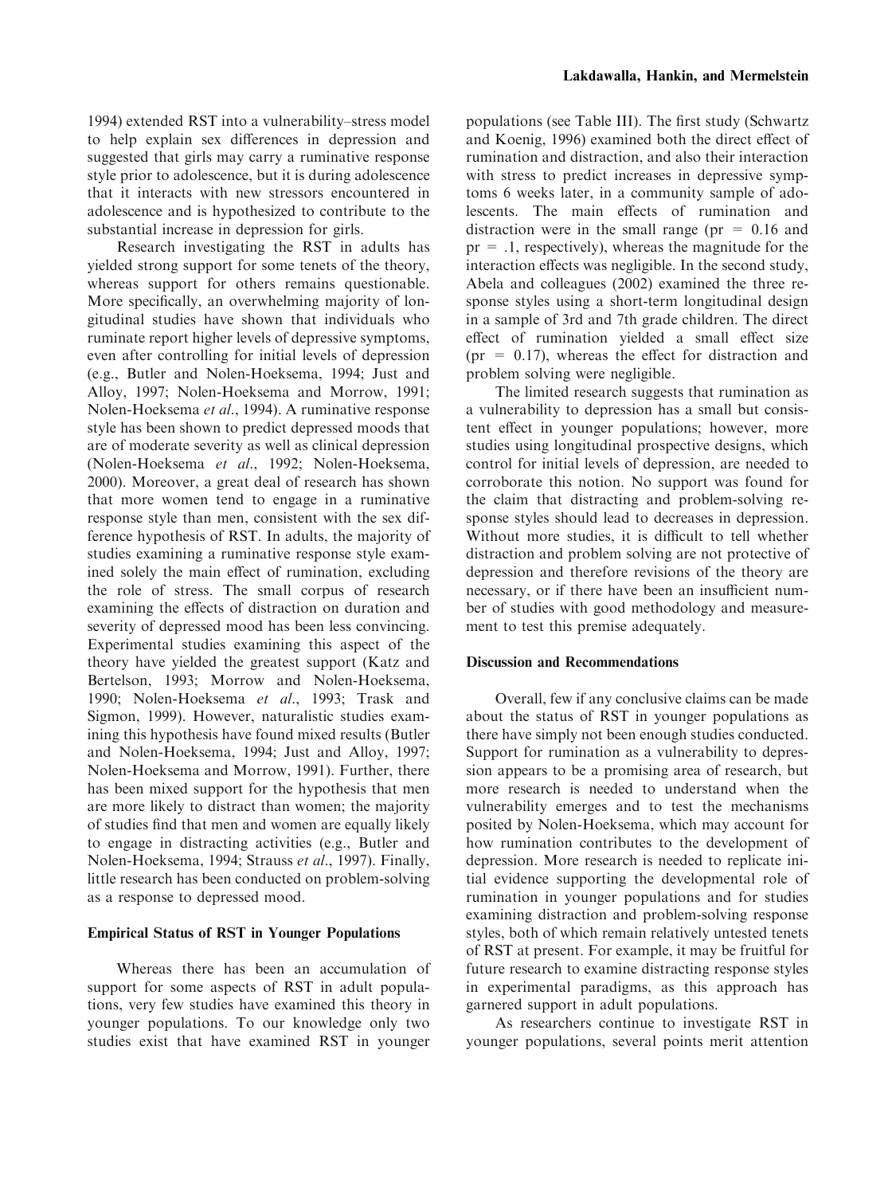1994) extended RST into a vulnerability–stress model to help explain sex differences in depression and suggested that girls may carry a ruminative response style prior to adolescence, but it is during adolescence that it interacts with new stressors encountered in adolescence and is hypothesized to contribute to the substantial increase in depression for girls.

Research investigating the RST in adults has yielded strong support for some tenets of the theory, whereas support for others remains questionable. More specifically, an overwhelming majority of longitudinal studies have shown that individuals who ruminate report higher levels of depressive symptoms, even after controlling for initial levels of depression (e.g., Butler and Nolen-Hoeksema, 1994; Just and Alloy, 1997; Nolen-Hoeksema and Morrow, 1991; Nolen-Hoeksema *et al*., 1994). A ruminative response style has been shown to predict depressed moods that are of moderate severity as well as clinical depression (Nolen-Hoeksema *et al*., 1992; Nolen-Hoeksema, 2000). Moreover, a great deal of research has shown that more women tend to engage in a ruminative response style than men, consistent with the sex difference hypothesis of RST. In adults, the majority of studies examining a ruminative response style examined solely the main effect of rumination, excluding the role of stress. The small corpus of research examining the effects of distraction on duration and severity of depressed mood has been less convincing. Experimental studies examining this aspect of the theory have yielded the greatest support (Katz and Bertelson, 1993; Morrow and Nolen-Hoeksema, 1990; Nolen-Hoeksema *et al*., 1993; Trask and Sigmon, 1999). However, naturalistic studies examining this hypothesis have found mixed results (Butler and Nolen-Hoeksema, 1994; Just and Alloy, 1997; Nolen-Hoeksema and Morrow, 1991). Further, there has been mixed support for the hypothesis that men are more likely to distract than women; the majority of studies find that men and women are equally likely to engage in distracting activities (e.g., Butler and Nolen-Hoeksema, 1994; Strauss *et al*., 1997). Finally, little research has been conducted on problem-solving as a response to depressed mood.

### Empirical Status of RST in Younger Populations

Whereas there has been an accumulation of support for some aspects of RST in adult populations, very few studies have examined this theory in younger populations. To our knowledge only two studies exist that have examined RST in younger populations (see Table III). The first study (Schwartz and Koenig, 1996) examined both the direct effect of rumination and distraction, and also their interaction with stress to predict increases in depressive symptoms 6 weeks later, in a community sample of adolescents. The main effects of rumination and distraction were in the small range (pr = 0.16 and pr = .1, respectively), whereas the magnitude for the interaction effects was negligible. In the second study, Abela and colleagues (2002) examined the three response styles using a short-term longitudinal design in a sample of 3rd and 7th grade children. The direct effect of rumination yielded a small effect size (pr = 0.17), whereas the effect for distraction and problem solving were negligible.

The limited research suggests that rumination as a vulnerability to depression has a small but consistent effect in younger populations; however, more studies using longitudinal prospective designs, which control for initial levels of depression, are needed to corroborate this notion. No support was found for the claim that distracting and problem-solving response styles should lead to decreases in depression. Without more studies, it is difficult to tell whether distraction and problem solving are not protective of depression and therefore revisions of the theory are necessary, or if there have been an insufficient number of studies with good methodology and measurement to test this premise adequately.

### Discussion and Recommendations

Overall, few if any conclusive claims can be made about the status of RST in younger populations as there have simply not been enough studies conducted. Support for rumination as a vulnerability to depression appears to be a promising area of research, but more research is needed to understand when the vulnerability emerges and to test the mechanisms posited by Nolen-Hoeksema, which may account for how rumination contributes to the development of depression. More research is needed to replicate initial evidence supporting the developmental role of rumination in younger populations and for studies examining distraction and problem-solving response styles, both of which remain relatively untested tenets of RST at present. For example, it may be fruitful for future research to examine distracting response styles in experimental paradigms, as this approach has garnered support in adult populations.

As researchers continue to investigate RST in younger populations, several points merit attention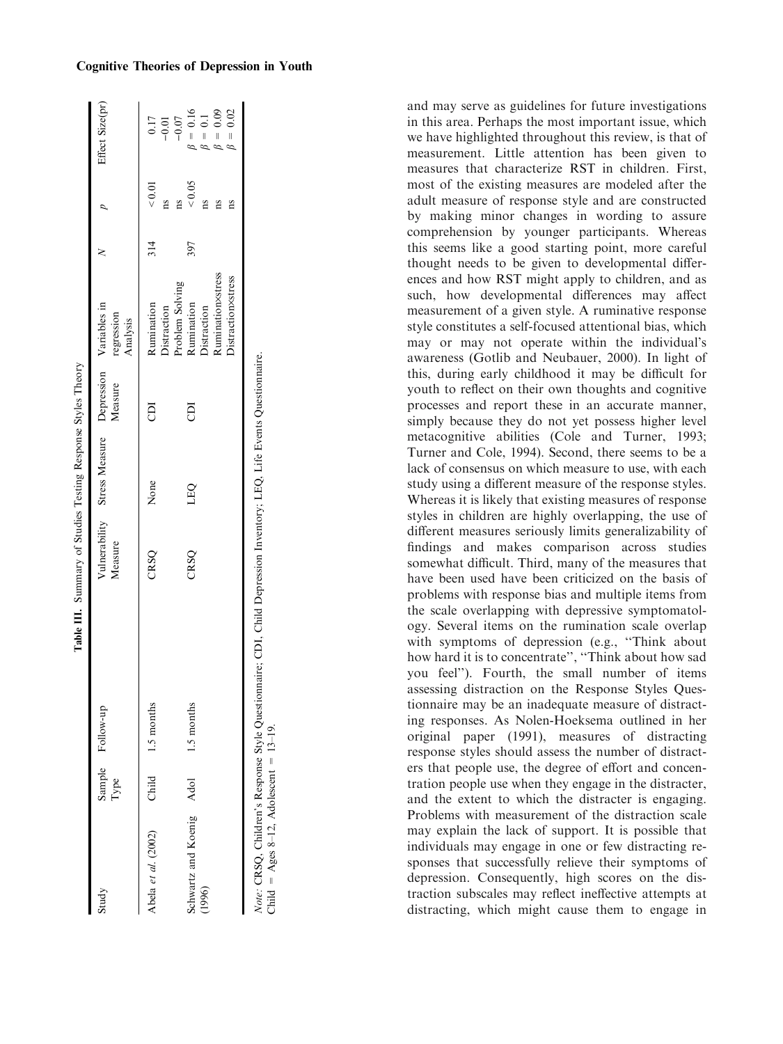**Table III.** Summary of Studies Testing Response Styles Theory

| Study | Sample Type | Follow-up | Vulnerability Measure | Stress Measure | Depression Measure | Variables in regression Analysis | N | p | Effect Size(pr) |
|---|---|---|---|---|---|---|---|---|---|
| Abela *et al.* (2002) | Child | 1.5 months | CRSQ | None | CDI | Rumination | 314 | < 0.01 | 0.17 |
| | | | | | | Distraction | | ns | –0.01 |
| | | | | | | Problem Solving | | ns | –0.07 |
| Schwartz and Koenig (1996) | Adol | 1.5 months | CRSQ | LEQ | CDI | Rumination | 397 | < 0.05 | $\beta = 0.16$ |
| | | | | | | Distraction | | ns | $\beta = 0.1$ |
| | | | | | | Rumination×stress | | ns | $\beta = 0.09$ |
| | | | | | | Distraction×stress | | ns | $\beta = 0.02$ |

*Note*: CRSQ, Children's Response Style Questionnaire; CDI, Child Depression Inventory; LEQ, Life Events Questionnaire.
Child = Ages 8–12, Adolescent = 13–19.

and may serve as guidelines for future investigations in this area. Perhaps the most important issue, which we have highlighted throughout this review, is that of measurement. Little attention has been given to measures that characterize RST in children. First, most of the existing measures are modeled after the adult measure of response style and are constructed by making minor changes in wording to assure comprehension by younger participants. Whereas this seems like a good starting point, more careful thought needs to be given to developmental differences and how RST might apply to children, and as such, how developmental differences may affect measurement of a given style. A ruminative response style constitutes a self-focused attentional bias, which may or may not operate within the individual's awareness (Gotlib and Neubauer, 2000). In light of this, during early childhood it may be difficult for youth to reflect on their own thoughts and cognitive processes and report these in an accurate manner, simply because they do not yet possess higher level metacognitive abilities (Cole and Turner, 1993; Turner and Cole, 1994). Second, there seems to be a lack of consensus on which measure to use, with each study using a different measure of the response styles. Whereas it is likely that existing measures of response styles in children are highly overlapping, the use of different measures seriously limits generalizability of findings and makes comparison across studies somewhat difficult. Third, many of the measures that have been used have been criticized on the basis of problems with response bias and multiple items from the scale overlapping with depressive symptomatology. Several items on the rumination scale overlap with symptoms of depression (e.g., "Think about how hard it is to concentrate", "Think about how sad you feel"). Fourth, the small number of items assessing distraction on the Response Styles Questionnaire may be an inadequate measure of distracting responses. As Nolen-Hoeksema outlined in her original paper (1991), measures of distracting response styles should assess the number of distracters that people use, the degree of effort and concentration people use when they engage in the distracter, and the extent to which the distracter is engaging. Problems with measurement of the distraction scale may explain the lack of support. It is possible that individuals may engage in one or few distracting responses that successfully relieve their symptoms of depression. Consequently, high scores on the distraction subscales may reflect ineffective attempts at distracting, which might cause them to engage in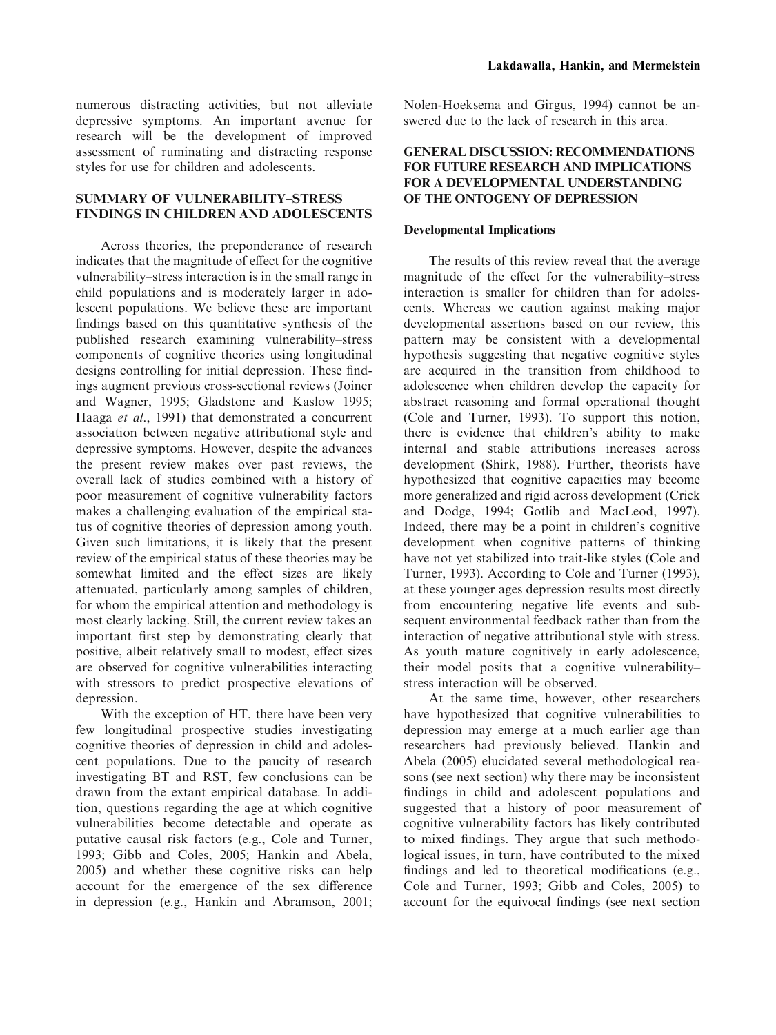numerous distracting activities, but not alleviate depressive symptoms. An important avenue for research will be the development of improved assessment of ruminating and distracting response styles for use for children and adolescents.

## SUMMARY OF VULNERABILITY–STRESS FINDINGS IN CHILDREN AND ADOLESCENTS

Across theories, the preponderance of research indicates that the magnitude of effect for the cognitive vulnerability–stress interaction is in the small range in child populations and is moderately larger in adolescent populations. We believe these are important findings based on this quantitative synthesis of the published research examining vulnerability–stress components of cognitive theories using longitudinal designs controlling for initial depression. These findings augment previous cross-sectional reviews (Joiner and Wagner, 1995; Gladstone and Kaslow 1995; Haaga *et al*., 1991) that demonstrated a concurrent association between negative attributional style and depressive symptoms. However, despite the advances the present review makes over past reviews, the overall lack of studies combined with a history of poor measurement of cognitive vulnerability factors makes a challenging evaluation of the empirical status of cognitive theories of depression among youth. Given such limitations, it is likely that the present review of the empirical status of these theories may be somewhat limited and the effect sizes are likely attenuated, particularly among samples of children, for whom the empirical attention and methodology is most clearly lacking. Still, the current review takes an important first step by demonstrating clearly that positive, albeit relatively small to modest, effect sizes are observed for cognitive vulnerabilities interacting with stressors to predict prospective elevations of depression.

With the exception of HT, there have been very few longitudinal prospective studies investigating cognitive theories of depression in child and adolescent populations. Due to the paucity of research investigating BT and RST, few conclusions can be drawn from the extant empirical database. In addition, questions regarding the age at which cognitive vulnerabilities become detectable and operate as putative causal risk factors (e.g., Cole and Turner, 1993; Gibb and Coles, 2005; Hankin and Abela, 2005) and whether these cognitive risks can help account for the emergence of the sex difference in depression (e.g., Hankin and Abramson, 2001; Nolen-Hoeksema and Girgus, 1994) cannot be answered due to the lack of research in this area.

## GENERAL DISCUSSION: RECOMMENDATIONS FOR FUTURE RESEARCH AND IMPLICATIONS FOR A DEVELOPMENTAL UNDERSTANDING OF THE ONTOGENY OF DEPRESSION

### Developmental Implications

The results of this review reveal that the average magnitude of the effect for the vulnerability–stress interaction is smaller for children than for adolescents. Whereas we caution against making major developmental assertions based on our review, this pattern may be consistent with a developmental hypothesis suggesting that negative cognitive styles are acquired in the transition from childhood to adolescence when children develop the capacity for abstract reasoning and formal operational thought (Cole and Turner, 1993). To support this notion, there is evidence that children's ability to make internal and stable attributions increases across development (Shirk, 1988). Further, theorists have hypothesized that cognitive capacities may become more generalized and rigid across development (Crick and Dodge, 1994; Gotlib and MacLeod, 1997). Indeed, there may be a point in children's cognitive development when cognitive patterns of thinking have not yet stabilized into trait-like styles (Cole and Turner, 1993). According to Cole and Turner (1993), at these younger ages depression results most directly from encountering negative life events and subsequent environmental feedback rather than from the interaction of negative attributional style with stress. As youth mature cognitively in early adolescence, their model posits that a cognitive vulnerability–stress interaction will be observed.

At the same time, however, other researchers have hypothesized that cognitive vulnerabilities to depression may emerge at a much earlier age than researchers had previously believed. Hankin and Abela (2005) elucidated several methodological reasons (see next section) why there may be inconsistent findings in child and adolescent populations and suggested that a history of poor measurement of cognitive vulnerability factors has likely contributed to mixed findings. They argue that such methodological issues, in turn, have contributed to the mixed findings and led to theoretical modifications (e.g., Cole and Turner, 1993; Gibb and Coles, 2005) to account for the equivocal findings (see next section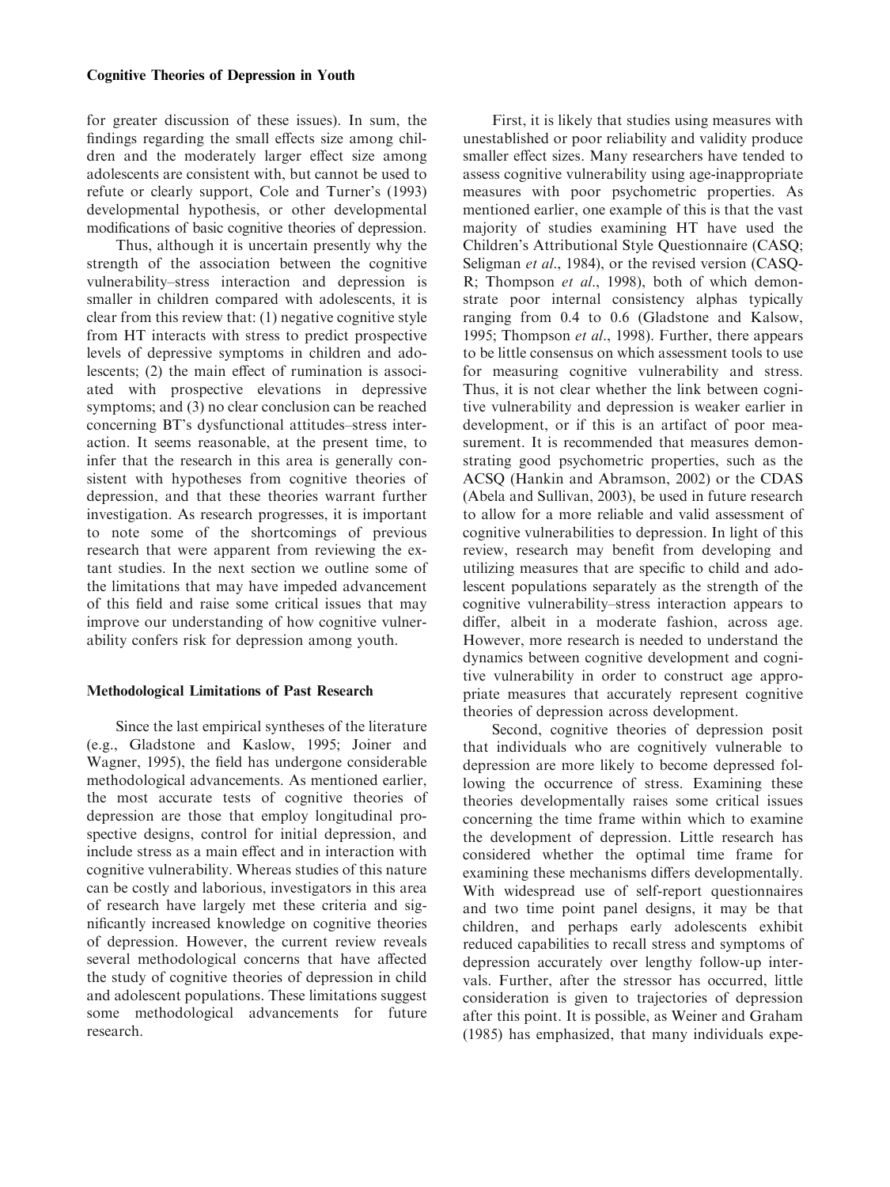for greater discussion of these issues). In sum, the findings regarding the small effects size among children and the moderately larger effect size among adolescents are consistent with, but cannot be used to refute or clearly support, Cole and Turner's (1993) developmental hypothesis, or other developmental modifications of basic cognitive theories of depression.

Thus, although it is uncertain presently why the strength of the association between the cognitive vulnerability–stress interaction and depression is smaller in children compared with adolescents, it is clear from this review that: (1) negative cognitive style from HT interacts with stress to predict prospective levels of depressive symptoms in children and adolescents; (2) the main effect of rumination is associated with prospective elevations in depressive symptoms; and (3) no clear conclusion can be reached concerning BT's dysfunctional attitudes–stress interaction. It seems reasonable, at the present time, to infer that the research in this area is generally consistent with hypotheses from cognitive theories of depression, and that these theories warrant further investigation. As research progresses, it is important to note some of the shortcomings of previous research that were apparent from reviewing the extant studies. In the next section we outline some of the limitations that may have impeded advancement of this field and raise some critical issues that may improve our understanding of how cognitive vulnerability confers risk for depression among youth.

## Methodological Limitations of Past Research

Since the last empirical syntheses of the literature (e.g., Gladstone and Kaslow, 1995; Joiner and Wagner, 1995), the field has undergone considerable methodological advancements. As mentioned earlier, the most accurate tests of cognitive theories of depression are those that employ longitudinal prospective designs, control for initial depression, and include stress as a main effect and in interaction with cognitive vulnerability. Whereas studies of this nature can be costly and laborious, investigators in this area of research have largely met these criteria and significantly increased knowledge on cognitive theories of depression. However, the current review reveals several methodological concerns that have affected the study of cognitive theories of depression in child and adolescent populations. These limitations suggest some methodological advancements for future research.

First, it is likely that studies using measures with unestablished or poor reliability and validity produce smaller effect sizes. Many researchers have tended to assess cognitive vulnerability using age-inappropriate measures with poor psychometric properties. As mentioned earlier, one example of this is that the vast majority of studies examining HT have used the Children's Attributional Style Questionnaire (CASQ; Seligman *et al*., 1984), or the revised version (CASQ-R; Thompson *et al*., 1998), both of which demonstrate poor internal consistency alphas typically ranging from 0.4 to 0.6 (Gladstone and Kalsow, 1995; Thompson *et al*., 1998). Further, there appears to be little consensus on which assessment tools to use for measuring cognitive vulnerability and stress. Thus, it is not clear whether the link between cognitive vulnerability and depression is weaker earlier in development, or if this is an artifact of poor measurement. It is recommended that measures demonstrating good psychometric properties, such as the ACSQ (Hankin and Abramson, 2002) or the CDAS (Abela and Sullivan, 2003), be used in future research to allow for a more reliable and valid assessment of cognitive vulnerabilities to depression. In light of this review, research may benefit from developing and utilizing measures that are specific to child and adolescent populations separately as the strength of the cognitive vulnerability–stress interaction appears to differ, albeit in a moderate fashion, across age. However, more research is needed to understand the dynamics between cognitive development and cognitive vulnerability in order to construct age appropriate measures that accurately represent cognitive theories of depression across development.

Second, cognitive theories of depression posit that individuals who are cognitively vulnerable to depression are more likely to become depressed following the occurrence of stress. Examining these theories developmentally raises some critical issues concerning the time frame within which to examine the development of depression. Little research has considered whether the optimal time frame for examining these mechanisms differs developmentally. With widespread use of self-report questionnaires and two time point panel designs, it may be that children, and perhaps early adolescents exhibit reduced capabilities to recall stress and symptoms of depression accurately over lengthy follow-up intervals. Further, after the stressor has occurred, little consideration is given to trajectories of depression after this point. It is possible, as Weiner and Graham (1985) has emphasized, that many individuals expe-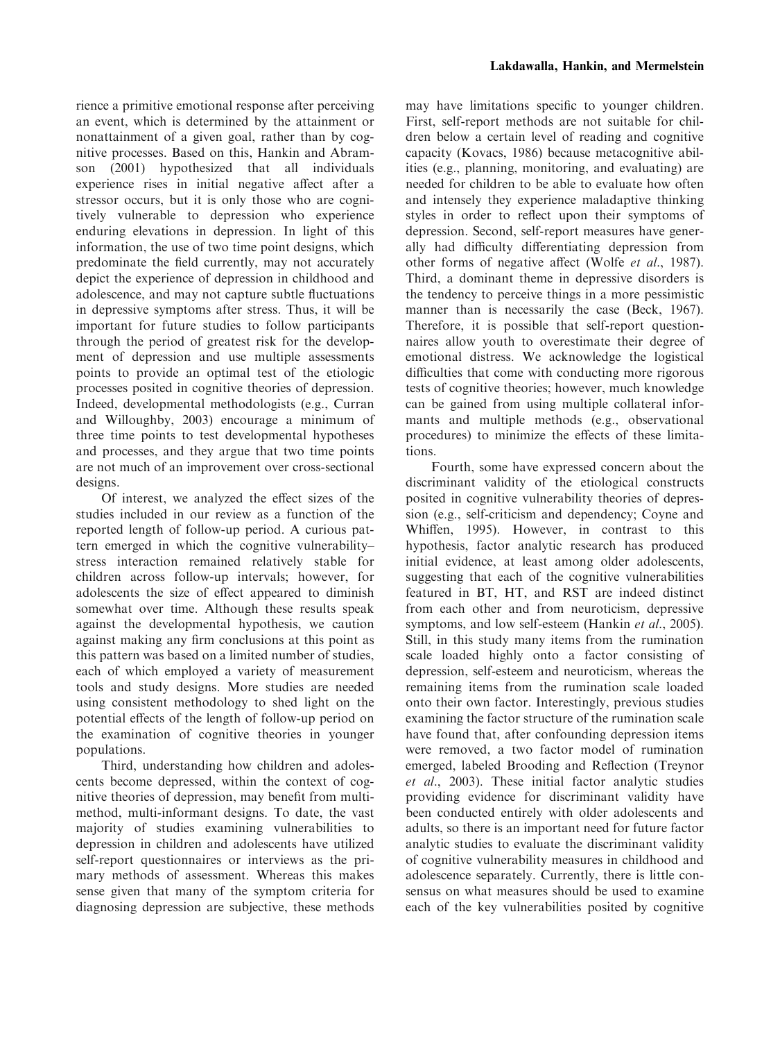rience a primitive emotional response after perceiving an event, which is determined by the attainment or nonattainment of a given goal, rather than by cognitive processes. Based on this, Hankin and Abramson (2001) hypothesized that all individuals experience rises in initial negative affect after a stressor occurs, but it is only those who are cognitively vulnerable to depression who experience enduring elevations in depression. In light of this information, the use of two time point designs, which predominate the field currently, may not accurately depict the experience of depression in childhood and adolescence, and may not capture subtle fluctuations in depressive symptoms after stress. Thus, it will be important for future studies to follow participants through the period of greatest risk for the development of depression and use multiple assessments points to provide an optimal test of the etiologic processes posited in cognitive theories of depression. Indeed, developmental methodologists (e.g., Curran and Willoughby, 2003) encourage a minimum of three time points to test developmental hypotheses and processes, and they argue that two time points are not much of an improvement over cross-sectional designs.

Of interest, we analyzed the effect sizes of the studies included in our review as a function of the reported length of follow-up period. A curious pattern emerged in which the cognitive vulnerability–stress interaction remained relatively stable for children across follow-up intervals; however, for adolescents the size of effect appeared to diminish somewhat over time. Although these results speak against the developmental hypothesis, we caution against making any firm conclusions at this point as this pattern was based on a limited number of studies, each of which employed a variety of measurement tools and study designs. More studies are needed using consistent methodology to shed light on the potential effects of the length of follow-up period on the examination of cognitive theories in younger populations.

Third, understanding how children and adolescents become depressed, within the context of cognitive theories of depression, may benefit from multi-method, multi-informant designs. To date, the vast majority of studies examining vulnerabilities to depression in children and adolescents have utilized self-report questionnaires or interviews as the primary methods of assessment. Whereas this makes sense given that many of the symptom criteria for diagnosing depression are subjective, these methods may have limitations specific to younger children. First, self-report methods are not suitable for children below a certain level of reading and cognitive capacity (Kovacs, 1986) because metacognitive abilities (e.g., planning, monitoring, and evaluating) are needed for children to be able to evaluate how often and intensely they experience maladaptive thinking styles in order to reflect upon their symptoms of depression. Second, self-report measures have generally had difficulty differentiating depression from other forms of negative affect (Wolfe *et al.*, 1987). Third, a dominant theme in depressive disorders is the tendency to perceive things in a more pessimistic manner than is necessarily the case (Beck, 1967). Therefore, it is possible that self-report questionnaires allow youth to overestimate their degree of emotional distress. We acknowledge the logistical difficulties that come with conducting more rigorous tests of cognitive theories; however, much knowledge can be gained from using multiple collateral informants and multiple methods (e.g., observational procedures) to minimize the effects of these limitations.

Fourth, some have expressed concern about the discriminant validity of the etiological constructs posited in cognitive vulnerability theories of depression (e.g., self-criticism and dependency; Coyne and Whiffen, 1995). However, in contrast to this hypothesis, factor analytic research has produced initial evidence, at least among older adolescents, suggesting that each of the cognitive vulnerabilities featured in BT, HT, and RST are indeed distinct from each other and from neuroticism, depressive symptoms, and low self-esteem (Hankin *et al.*, 2005). Still, in this study many items from the rumination scale loaded highly onto a factor consisting of depression, self-esteem and neuroticism, whereas the remaining items from the rumination scale loaded onto their own factor. Interestingly, previous studies examining the factor structure of the rumination scale have found that, after confounding depression items were removed, a two factor model of rumination emerged, labeled Brooding and Reflection (Treynor *et al.*, 2003). These initial factor analytic studies providing evidence for discriminant validity have been conducted entirely with older adolescents and adults, so there is an important need for future factor analytic studies to evaluate the discriminant validity of cognitive vulnerability measures in childhood and adolescence separately. Currently, there is little consensus on what measures should be used to examine each of the key vulnerabilities posited by cognitive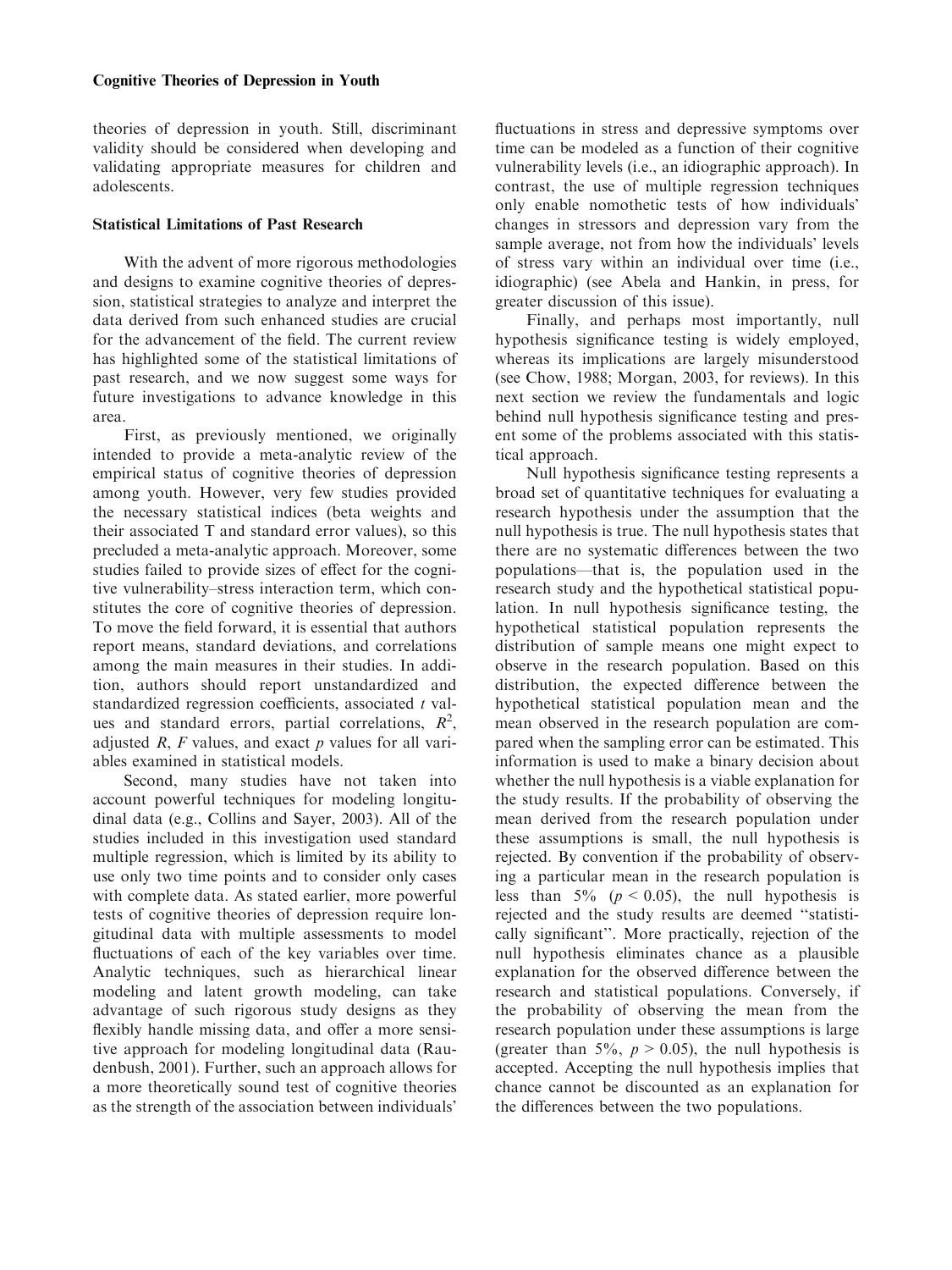theories of depression in youth. Still, discriminant validity should be considered when developing and validating appropriate measures for children and adolescents.

### Statistical Limitations of Past Research

With the advent of more rigorous methodologies and designs to examine cognitive theories of depression, statistical strategies to analyze and interpret the data derived from such enhanced studies are crucial for the advancement of the field. The current review has highlighted some of the statistical limitations of past research, and we now suggest some ways for future investigations to advance knowledge in this area.

First, as previously mentioned, we originally intended to provide a meta-analytic review of the empirical status of cognitive theories of depression among youth. However, very few studies provided the necessary statistical indices (beta weights and their associated T and standard error values), so this precluded a meta-analytic approach. Moreover, some studies failed to provide sizes of effect for the cognitive vulnerability–stress interaction term, which constitutes the core of cognitive theories of depression. To move the field forward, it is essential that authors report means, standard deviations, and correlations among the main measures in their studies. In addition, authors should report unstandardized and standardized regression coefficients, associated $t$ values and standard errors, partial correlations, $R^2$, adjusted $R$, $F$ values, and exact $p$ values for all variables examined in statistical models.

Second, many studies have not taken into account powerful techniques for modeling longitudinal data (e.g., Collins and Sayer, 2003). All of the studies included in this investigation used standard multiple regression, which is limited by its ability to use only two time points and to consider only cases with complete data. As stated earlier, more powerful tests of cognitive theories of depression require longitudinal data with multiple assessments to model fluctuations of each of the key variables over time. Analytic techniques, such as hierarchical linear modeling and latent growth modeling, can take advantage of such rigorous study designs as they flexibly handle missing data, and offer a more sensitive approach for modeling longitudinal data (Raudenbush, 2001). Further, such an approach allows for a more theoretically sound test of cognitive theories as the strength of the association between individuals' fluctuations in stress and depressive symptoms over time can be modeled as a function of their cognitive vulnerability levels (i.e., an idiographic approach). In contrast, the use of multiple regression techniques only enable nomothetic tests of how individuals' changes in stressors and depression vary from the sample average, not from how the individuals' levels of stress vary within an individual over time (i.e., idiographic) (see Abela and Hankin, in press, for greater discussion of this issue).

Finally, and perhaps most importantly, null hypothesis significance testing is widely employed, whereas its implications are largely misunderstood (see Chow, 1988; Morgan, 2003, for reviews). In this next section we review the fundamentals and logic behind null hypothesis significance testing and present some of the problems associated with this statistical approach.

Null hypothesis significance testing represents a broad set of quantitative techniques for evaluating a research hypothesis under the assumption that the null hypothesis is true. The null hypothesis states that there are no systematic differences between the two populations—that is, the population used in the research study and the hypothetical statistical population. In null hypothesis significance testing, the hypothetical statistical population represents the distribution of sample means one might expect to observe in the research population. Based on this distribution, the expected difference between the hypothetical statistical population mean and the mean observed in the research population are compared when the sampling error can be estimated. This information is used to make a binary decision about whether the null hypothesis is a viable explanation for the study results. If the probability of observing the mean derived from the research population under these assumptions is small, the null hypothesis is rejected. By convention if the probability of observing a particular mean in the research population is less than 5% ($p < 0.05$), the null hypothesis is rejected and the study results are deemed "statistically significant". More practically, rejection of the null hypothesis eliminates chance as a plausible explanation for the observed difference between the research and statistical populations. Conversely, if the probability of observing the mean from the research population under these assumptions is large (greater than 5%, $p > 0.05$), the null hypothesis is accepted. Accepting the null hypothesis implies that chance cannot be discounted as an explanation for the differences between the two populations.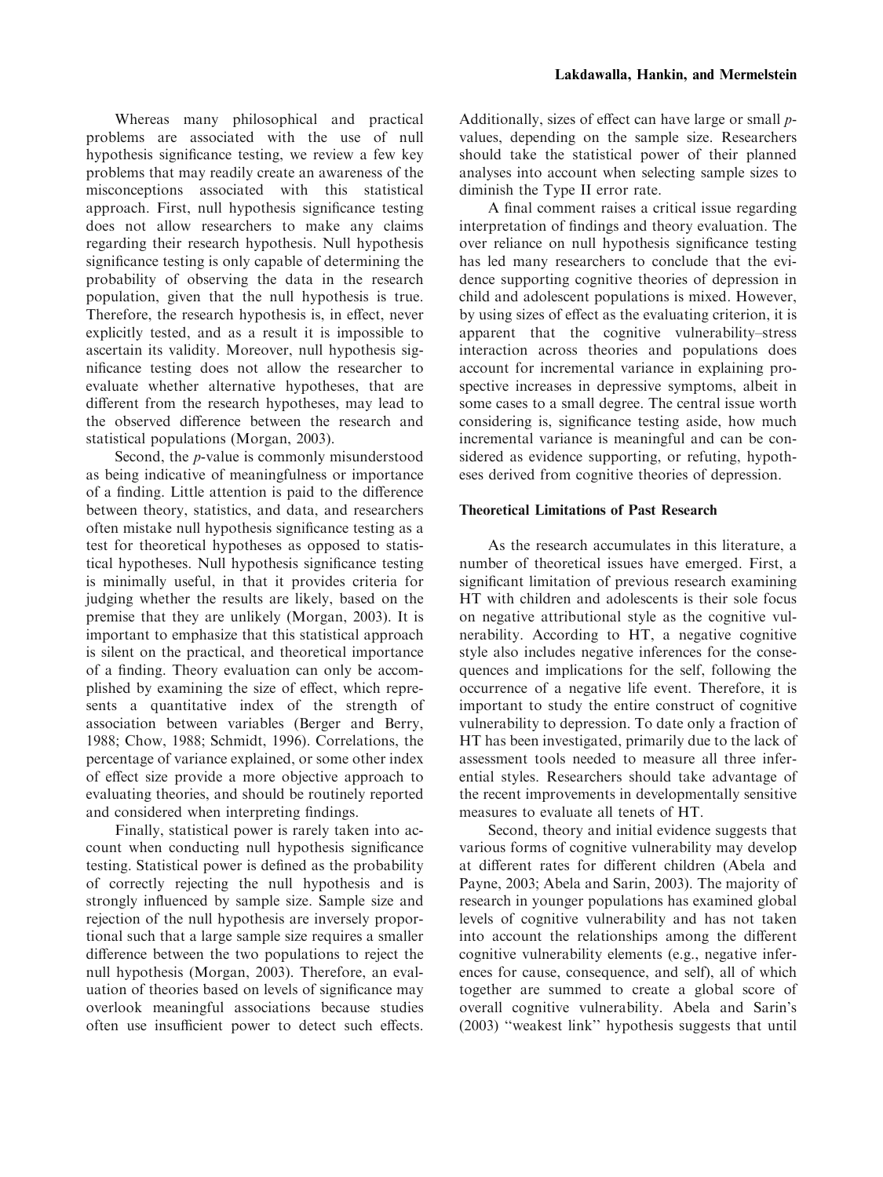Whereas many philosophical and practical problems are associated with the use of null hypothesis significance testing, we review a few key problems that may readily create an awareness of the misconceptions associated with this statistical approach. First, null hypothesis significance testing does not allow researchers to make any claims regarding their research hypothesis. Null hypothesis significance testing is only capable of determining the probability of observing the data in the research population, given that the null hypothesis is true. Therefore, the research hypothesis is, in effect, never explicitly tested, and as a result it is impossible to ascertain its validity. Moreover, null hypothesis significance testing does not allow the researcher to evaluate whether alternative hypotheses, that are different from the research hypotheses, may lead to the observed difference between the research and statistical populations (Morgan, 2003).

Second, the *p*-value is commonly misunderstood as being indicative of meaningfulness or importance of a finding. Little attention is paid to the difference between theory, statistics, and data, and researchers often mistake null hypothesis significance testing as a test for theoretical hypotheses as opposed to statistical hypotheses. Null hypothesis significance testing is minimally useful, in that it provides criteria for judging whether the results are likely, based on the premise that they are unlikely (Morgan, 2003). It is important to emphasize that this statistical approach is silent on the practical, and theoretical importance of a finding. Theory evaluation can only be accomplished by examining the size of effect, which represents a quantitative index of the strength of association between variables (Berger and Berry, 1988; Chow, 1988; Schmidt, 1996). Correlations, the percentage of variance explained, or some other index of effect size provide a more objective approach to evaluating theories, and should be routinely reported and considered when interpreting findings.

Finally, statistical power is rarely taken into account when conducting null hypothesis significance testing. Statistical power is defined as the probability of correctly rejecting the null hypothesis and is strongly influenced by sample size. Sample size and rejection of the null hypothesis are inversely proportional such that a large sample size requires a smaller difference between the two populations to reject the null hypothesis (Morgan, 2003). Therefore, an evaluation of theories based on levels of significance may overlook meaningful associations because studies often use insufficient power to detect such effects. Additionally, sizes of effect can have large or small *p*-values, depending on the sample size. Researchers should take the statistical power of their planned analyses into account when selecting sample sizes to diminish the Type II error rate.

A final comment raises a critical issue regarding interpretation of findings and theory evaluation. The over reliance on null hypothesis significance testing has led many researchers to conclude that the evidence supporting cognitive theories of depression in child and adolescent populations is mixed. However, by using sizes of effect as the evaluating criterion, it is apparent that the cognitive vulnerability–stress interaction across theories and populations does account for incremental variance in explaining prospective increases in depressive symptoms, albeit in some cases to a small degree. The central issue worth considering is, significance testing aside, how much incremental variance is meaningful and can be considered as evidence supporting, or refuting, hypotheses derived from cognitive theories of depression.

## Theoretical Limitations of Past Research

As the research accumulates in this literature, a number of theoretical issues have emerged. First, a significant limitation of previous research examining HT with children and adolescents is their sole focus on negative attributional style as the cognitive vulnerability. According to HT, a negative cognitive style also includes negative inferences for the consequences and implications for the self, following the occurrence of a negative life event. Therefore, it is important to study the entire construct of cognitive vulnerability to depression. To date only a fraction of HT has been investigated, primarily due to the lack of assessment tools needed to measure all three inferential styles. Researchers should take advantage of the recent improvements in developmentally sensitive measures to evaluate all tenets of HT.

Second, theory and initial evidence suggests that various forms of cognitive vulnerability may develop at different rates for different children (Abela and Payne, 2003; Abela and Sarin, 2003). The majority of research in younger populations has examined global levels of cognitive vulnerability and has not taken into account the relationships among the different cognitive vulnerability elements (e.g., negative inferences for cause, consequence, and self), all of which together are summed to create a global score of overall cognitive vulnerability. Abela and Sarin's (2003) "weakest link" hypothesis suggests that until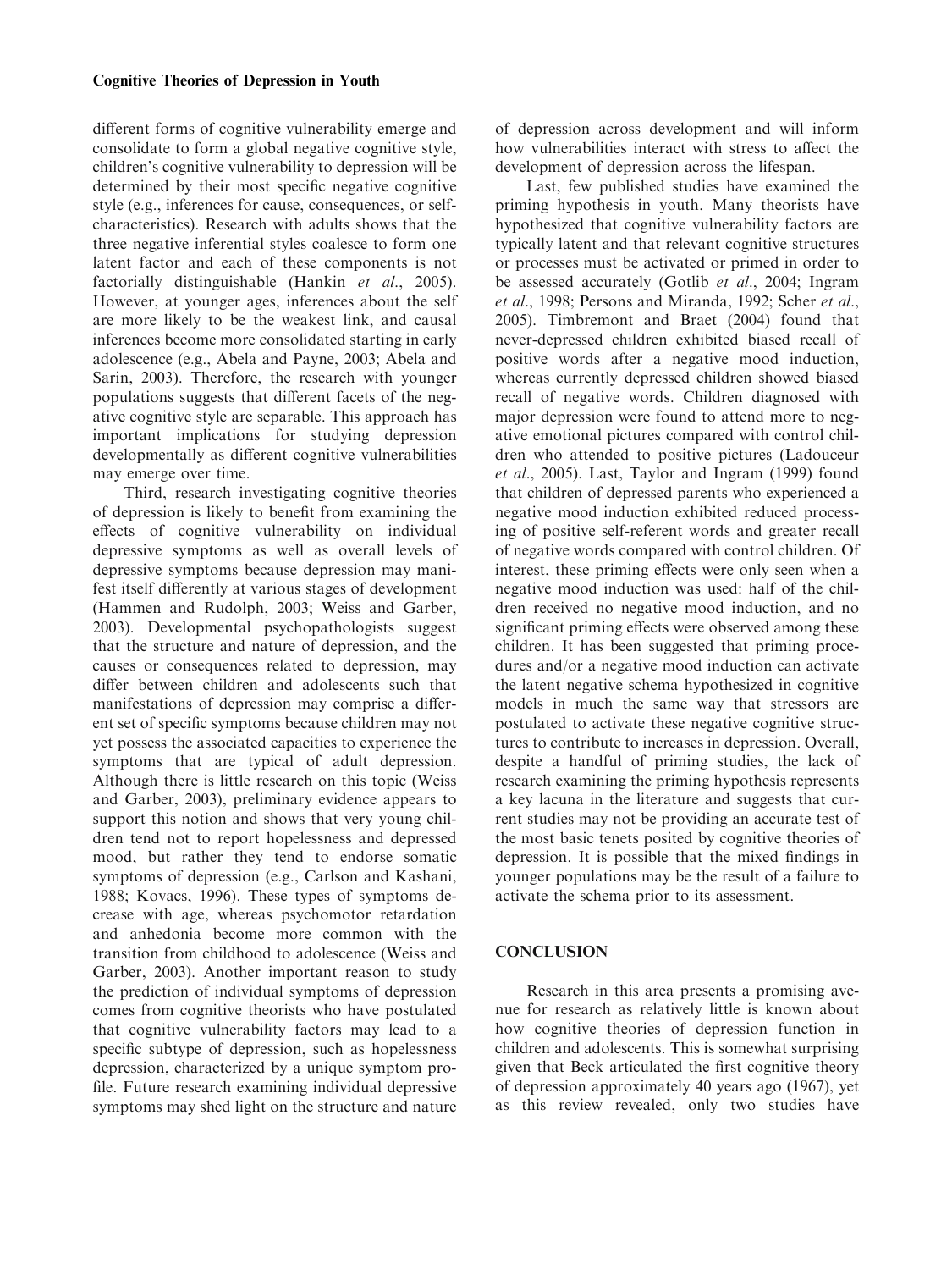different forms of cognitive vulnerability emerge and consolidate to form a global negative cognitive style, children's cognitive vulnerability to depression will be determined by their most specific negative cognitive style (e.g., inferences for cause, consequences, or self-characteristics). Research with adults shows that the three negative inferential styles coalesce to form one latent factor and each of these components is not factorially distinguishable (Hankin *et al*., 2005). However, at younger ages, inferences about the self are more likely to be the weakest link, and causal inferences become more consolidated starting in early adolescence (e.g., Abela and Payne, 2003; Abela and Sarin, 2003). Therefore, the research with younger populations suggests that different facets of the negative cognitive style are separable. This approach has important implications for studying depression developmentally as different cognitive vulnerabilities may emerge over time.

Third, research investigating cognitive theories of depression is likely to benefit from examining the effects of cognitive vulnerability on individual depressive symptoms as well as overall levels of depressive symptoms because depression may manifest itself differently at various stages of development (Hammen and Rudolph, 2003; Weiss and Garber, 2003). Developmental psychopathologists suggest that the structure and nature of depression, and the causes or consequences related to depression, may differ between children and adolescents such that manifestations of depression may comprise a different set of specific symptoms because children may not yet possess the associated capacities to experience the symptoms that are typical of adult depression. Although there is little research on this topic (Weiss and Garber, 2003), preliminary evidence appears to support this notion and shows that very young children tend not to report hopelessness and depressed mood, but rather they tend to endorse somatic symptoms of depression (e.g., Carlson and Kashani, 1988; Kovacs, 1996). These types of symptoms decrease with age, whereas psychomotor retardation and anhedonia become more common with the transition from childhood to adolescence (Weiss and Garber, 2003). Another important reason to study the prediction of individual symptoms of depression comes from cognitive theorists who have postulated that cognitive vulnerability factors may lead to a specific subtype of depression, such as hopelessness depression, characterized by a unique symptom profile. Future research examining individual depressive symptoms may shed light on the structure and nature of depression across development and will inform how vulnerabilities interact with stress to affect the development of depression across the lifespan.

Last, few published studies have examined the priming hypothesis in youth. Many theorists have hypothesized that cognitive vulnerability factors are typically latent and that relevant cognitive structures or processes must be activated or primed in order to be assessed accurately (Gotlib *et al*., 2004; Ingram *et al*., 1998; Persons and Miranda, 1992; Scher *et al*., 2005). Timbremont and Braet (2004) found that never-depressed children exhibited biased recall of positive words after a negative mood induction, whereas currently depressed children showed biased recall of negative words. Children diagnosed with major depression were found to attend more to negative emotional pictures compared with control children who attended to positive pictures (Ladouceur *et al*., 2005). Last, Taylor and Ingram (1999) found that children of depressed parents who experienced a negative mood induction exhibited reduced processing of positive self-referent words and greater recall of negative words compared with control children. Of interest, these priming effects were only seen when a negative mood induction was used: half of the children received no negative mood induction, and no significant priming effects were observed among these children. It has been suggested that priming procedures and/or a negative mood induction can activate the latent negative schema hypothesized in cognitive models in much the same way that stressors are postulated to activate these negative cognitive structures to contribute to increases in depression. Overall, despite a handful of priming studies, the lack of research examining the priming hypothesis represents a key lacuna in the literature and suggests that current studies may not be providing an accurate test of the most basic tenets posited by cognitive theories of depression. It is possible that the mixed findings in younger populations may be the result of a failure to activate the schema prior to its assessment.

## CONCLUSION

Research in this area presents a promising avenue for research as relatively little is known about how cognitive theories of depression function in children and adolescents. This is somewhat surprising given that Beck articulated the first cognitive theory of depression approximately 40 years ago (1967), yet as this review revealed, only two studies have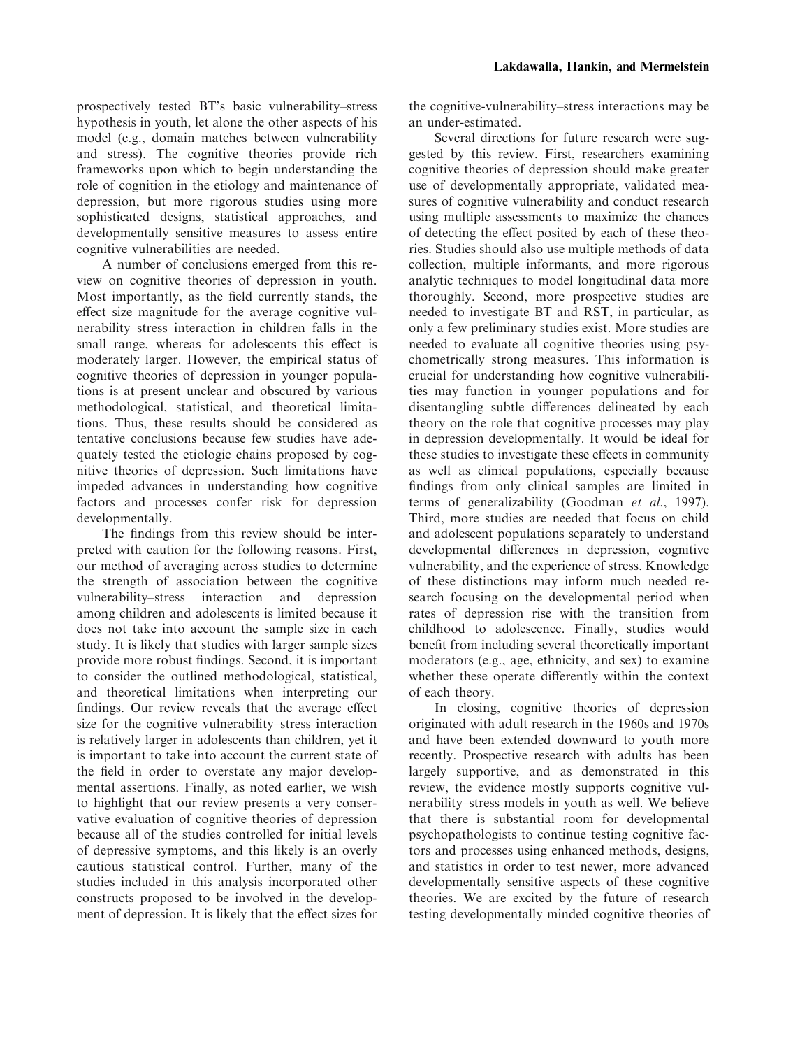prospectively tested BT's basic vulnerability–stress hypothesis in youth, let alone the other aspects of his model (e.g., domain matches between vulnerability and stress). The cognitive theories provide rich frameworks upon which to begin understanding the role of cognition in the etiology and maintenance of depression, but more rigorous studies using more sophisticated designs, statistical approaches, and developmentally sensitive measures to assess entire cognitive vulnerabilities are needed.

A number of conclusions emerged from this review on cognitive theories of depression in youth. Most importantly, as the field currently stands, the effect size magnitude for the average cognitive vulnerability–stress interaction in children falls in the small range, whereas for adolescents this effect is moderately larger. However, the empirical status of cognitive theories of depression in younger populations is at present unclear and obscured by various methodological, statistical, and theoretical limitations. Thus, these results should be considered as tentative conclusions because few studies have adequately tested the etiologic chains proposed by cognitive theories of depression. Such limitations have impeded advances in understanding how cognitive factors and processes confer risk for depression developmentally.

The findings from this review should be interpreted with caution for the following reasons. First, our method of averaging across studies to determine the strength of association between the cognitive vulnerability–stress interaction and depression among children and adolescents is limited because it does not take into account the sample size in each study. It is likely that studies with larger sample sizes provide more robust findings. Second, it is important to consider the outlined methodological, statistical, and theoretical limitations when interpreting our findings. Our review reveals that the average effect size for the cognitive vulnerability–stress interaction is relatively larger in adolescents than children, yet it is important to take into account the current state of the field in order to overstate any major developmental assertions. Finally, as noted earlier, we wish to highlight that our review presents a very conservative evaluation of cognitive theories of depression because all of the studies controlled for initial levels of depressive symptoms, and this likely is an overly cautious statistical control. Further, many of the studies included in this analysis incorporated other constructs proposed to be involved in the development of depression. It is likely that the effect sizes for the cognitive-vulnerability–stress interactions may be an under-estimated.

Several directions for future research were suggested by this review. First, researchers examining cognitive theories of depression should make greater use of developmentally appropriate, validated measures of cognitive vulnerability and conduct research using multiple assessments to maximize the chances of detecting the effect posited by each of these theories. Studies should also use multiple methods of data collection, multiple informants, and more rigorous analytic techniques to model longitudinal data more thoroughly. Second, more prospective studies are needed to investigate BT and RST, in particular, as only a few preliminary studies exist. More studies are needed to evaluate all cognitive theories using psychometrically strong measures. This information is crucial for understanding how cognitive vulnerabilities may function in younger populations and for disentangling subtle differences delineated by each theory on the role that cognitive processes may play in depression developmentally. It would be ideal for these studies to investigate these effects in community as well as clinical populations, especially because findings from only clinical samples are limited in terms of generalizability (Goodman *et al*., 1997). Third, more studies are needed that focus on child and adolescent populations separately to understand developmental differences in depression, cognitive vulnerability, and the experience of stress. Knowledge of these distinctions may inform much needed research focusing on the developmental period when rates of depression rise with the transition from childhood to adolescence. Finally, studies would benefit from including several theoretically important moderators (e.g., age, ethnicity, and sex) to examine whether these operate differently within the context of each theory.

In closing, cognitive theories of depression originated with adult research in the 1960s and 1970s and have been extended downward to youth more recently. Prospective research with adults has been largely supportive, and as demonstrated in this review, the evidence mostly supports cognitive vulnerability–stress models in youth as well. We believe that there is substantial room for developmental psychopathologists to continue testing cognitive factors and processes using enhanced methods, designs, and statistics in order to test newer, more advanced developmentally sensitive aspects of these cognitive theories. We are excited by the future of research testing developmentally minded cognitive theories of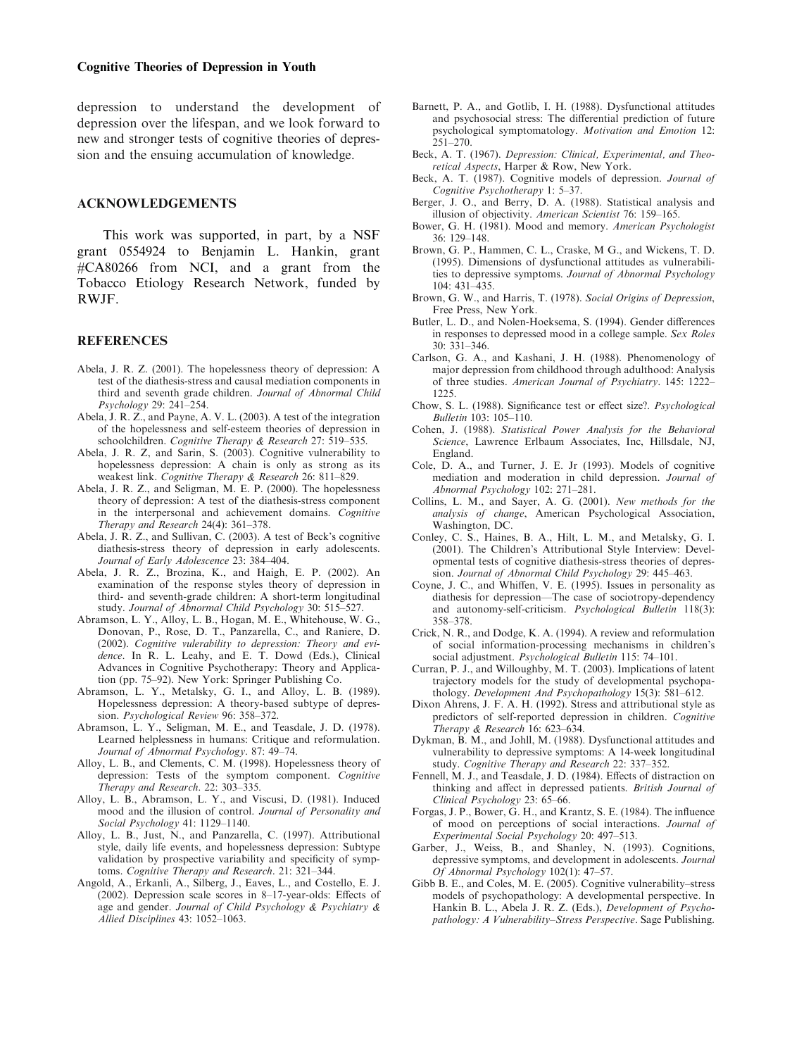depression to understand the development of depression over the lifespan, and we look forward to new and stronger tests of cognitive theories of depression and the ensuing accumulation of knowledge.

## ACKNOWLEDGEMENTS

This work was supported, in part, by a NSF grant 0554924 to Benjamin L. Hankin, grant #CA80266 from NCI, and a grant from the Tobacco Etiology Research Network, funded by RWJF.

## REFERENCES

Abela, J. R. Z. (2001). The hopelessness theory of depression: A test of the diathesis-stress and causal mediation components in third and seventh grade children. *Journal of Abnormal Child Psychology* 29: 241–254.

Abela, J. R. Z., and Payne, A. V. L. (2003). A test of the integration of the hopelessness and self-esteem theories of depression in schoolchildren. *Cognitive Therapy & Research* 27: 519–535.

Abela, J. R. Z, and Sarin, S. (2003). Cognitive vulnerability to hopelessness depression: A chain is only as strong as its weakest link. *Cognitive Therapy & Research* 26: 811–829.

Abela, J. R. Z., and Seligman, M. E. P. (2000). The hopelessness theory of depression: A test of the diathesis-stress component in the interpersonal and achievement domains. *Cognitive Therapy and Research* 24(4): 361–378.

Abela, J. R. Z., and Sullivan, C. (2003). A test of Beck's cognitive diathesis-stress theory of depression in early adolescents. *Journal of Early Adolescence* 23: 384–404.

Abela, J. R. Z., Brozina, K., and Haigh, E. P. (2002). An examination of the response styles theory of depression in third- and seventh-grade children: A short-term longitudinal study. *Journal of Abnormal Child Psychology* 30: 515–527.

Abramson, L. Y., Alloy, L. B., Hogan, M. E., Whitehouse, W. G., Donovan, P., Rose, D. T., Panzarella, C., and Raniere, D. (2002). *Cognitive vulerability to depression: Theory and evidence*. In R. L. Leahy, and E. T. Dowd (Eds.), Clinical Advances in Cognitive Psychotherapy: Theory and Application (pp. 75–92). New York: Springer Publishing Co.

Abramson, L. Y., Metalsky, G. I., and Alloy, L. B. (1989). Hopelessness depression: A theory-based subtype of depression. *Psychological Review* 96: 358–372.

Abramson, L. Y., Seligman, M. E., and Teasdale, J. D. (1978). Learned helplessness in humans: Critique and reformulation. *Journal of Abnormal Psychology*. 87: 49–74.

Alloy, L. B., and Clements, C. M. (1998). Hopelessness theory of depression: Tests of the symptom component. *Cognitive Therapy and Research*. 22: 303–335.

Alloy, L. B., Abramson, L. Y., and Viscusi, D. (1981). Induced mood and the illusion of control. *Journal of Personality and Social Psychology* 41: 1129–1140.

Alloy, L. B., Just, N., and Panzarella, C. (1997). Attributional style, daily life events, and hopelessness depression: Subtype validation by prospective variability and specificity of symptoms. *Cognitive Therapy and Research*. 21: 321–344.

Angold, A., Erkanli, A., Silberg, J., Eaves, L., and Costello, E. J. (2002). Depression scale scores in 8–17-year-olds: Effects of age and gender. *Journal of Child Psychology & Psychiatry & Allied Disciplines* 43: 1052–1063.

Barnett, P. A., and Gotlib, I. H. (1988). Dysfunctional attitudes and psychosocial stress: The differential prediction of future psychological symptomatology. *Motivation and Emotion* 12: 251–270.

Beck, A. T. (1967). *Depression: Clinical, Experimental, and Theoretical Aspects*, Harper & Row, New York.

Beck, A. T. (1987). Cognitive models of depression. *Journal of Cognitive Psychotherapy* 1: 5–37.

Berger, J. O., and Berry, D. A. (1988). Statistical analysis and illusion of objectivity. *American Scientist* 76: 159–165.

Bower, G. H. (1981). Mood and memory. *American Psychologist* 36: 129–148.

Brown, G. P., Hammen, C. L., Craske, M G., and Wickens, T. D. (1995). Dimensions of dysfunctional attitudes as vulnerabilities to depressive symptoms. *Journal of Abnormal Psychology* 104: 431–435.

Brown, G. W., and Harris, T. (1978). *Social Origins of Depression*, Free Press, New York.

Butler, L. D., and Nolen-Hoeksema, S. (1994). Gender differences in responses to depressed mood in a college sample. *Sex Roles* 30: 331–346.

Carlson, G. A., and Kashani, J. H. (1988). Phenomenology of major depression from childhood through adulthood: Analysis of three studies. *American Journal of Psychiatry*. 145: 1222–1225.

Chow, S. L. (1988). Significance test or effect size?. *Psychological Bulletin* 103: 105–110.

Cohen, J. (1988). *Statistical Power Analysis for the Behavioral Science*, Lawrence Erlbaum Associates, Inc, Hillsdale, NJ, England.

Cole, D. A., and Turner, J. E. Jr (1993). Models of cognitive mediation and moderation in child depression. *Journal of Abnormal Psychology* 102: 271–281.

Collins, L. M., and Sayer, A. G. (2001). *New methods for the analysis of change*, American Psychological Association, Washington, DC.

Conley, C. S., Haines, B. A., Hilt, L. M., and Metalsky, G. I. (2001). The Children's Attributional Style Interview: Developmental tests of cognitive diathesis-stress theories of depression. *Journal of Abnormal Child Psychology* 29: 445–463.

Coyne, J. C., and Whiffen, V. E. (1995). Issues in personality as diathesis for depression—The case of sociotropy-dependency and autonomy-self-criticism. *Psychological Bulletin* 118(3): 358–378.

Crick, N. R., and Dodge, K. A. (1994). A review and reformulation of social information-processing mechanisms in children's social adjustment. *Psychological Bulletin* 115: 74–101.

Curran, P. J., and Willoughby, M. T. (2003). Implications of latent trajectory models for the study of developmental psychopathology. *Development And Psychopathology* 15(3): 581–612.

Dixon Ahrens, J. F. A. H. (1992). Stress and attributional style as predictors of self-reported depression in children. *Cognitive Therapy & Research* 16: 623–634.

Dykman, B. M., and Johll, M. (1988). Dysfunctional attitudes and vulnerability to depressive symptoms: A 14-week longitudinal study. *Cognitive Therapy and Research* 22: 337–352.

Fennell, M. J., and Teasdale, J. D. (1984). Effects of distraction on thinking and affect in depressed patients. *British Journal of Clinical Psychology* 23: 65–66.

Forgas, J. P., Bower, G. H., and Krantz, S. E. (1984). The influence of mood on perceptions of social interactions. *Journal of Experimental Social Psychology* 20: 497–513.

Garber, J., Weiss, B., and Shanley, N. (1993). Cognitions, depressive symptoms, and development in adolescents. *Journal Of Abnormal Psychology* 102(1): 47–57.

Gibb B. E., and Coles, M. E. (2005). Cognitive vulnerability–stress models of psychopathology: A developmental perspective. In Hankin B. L., Abela J. R. Z. (Eds.), *Development of Psychopathology: A Vulnerability–Stress Perspective*. Sage Publishing.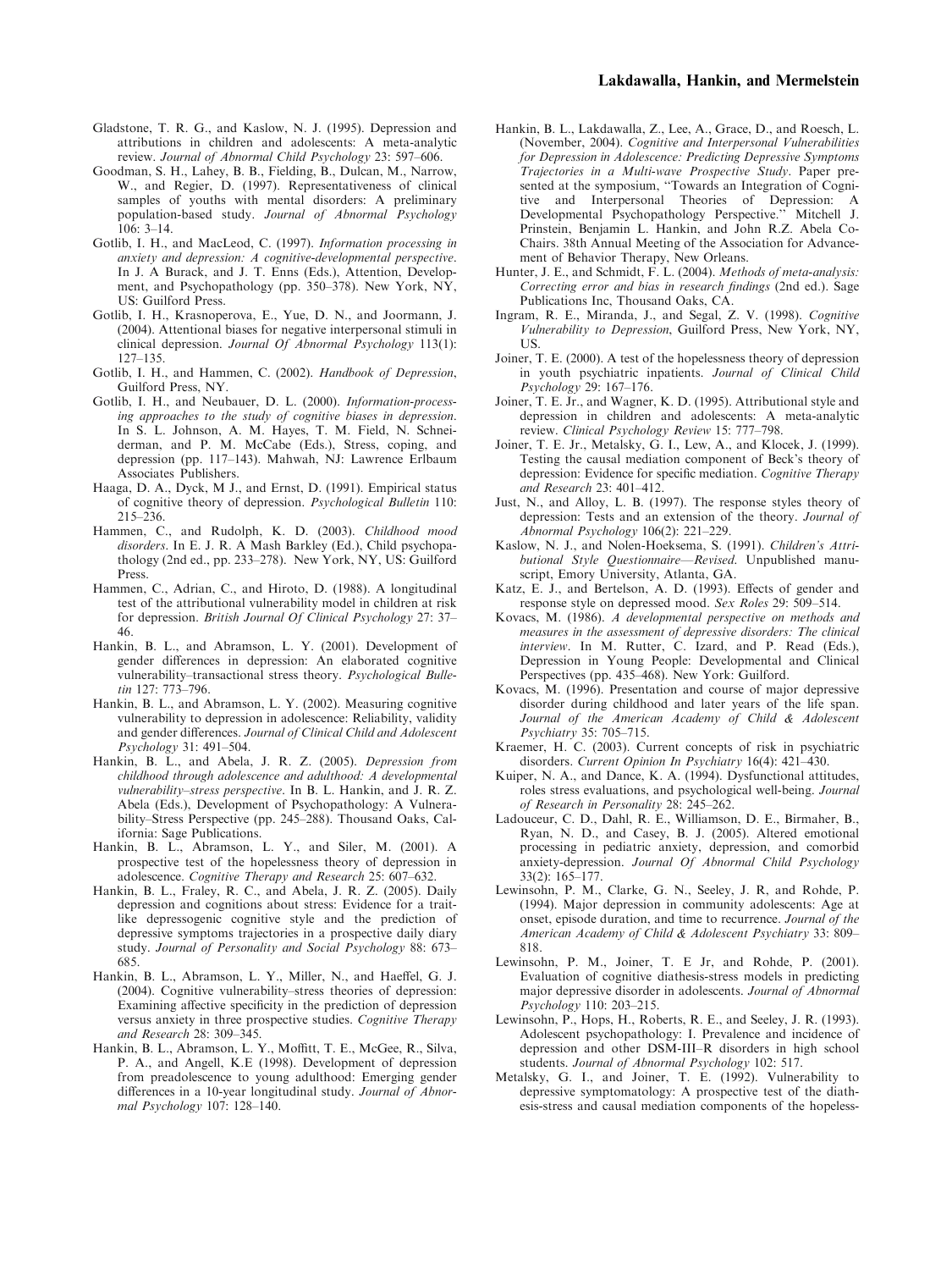Gladstone, T. R. G., and Kaslow, N. J. (1995). Depression and attributions in children and adolescents: A meta-analytic review. *Journal of Abnormal Child Psychology* 23: 597–606.

Goodman, S. H., Lahey, B. B., Fielding, B., Dulcan, M., Narrow, W., and Regier, D. (1997). Representativeness of clinical samples of youths with mental disorders: A preliminary population-based study. *Journal of Abnormal Psychology* 106: 3–14.

Gotlib, I. H., and MacLeod, C. (1997). *Information processing in anxiety and depression: A cognitive-developmental perspective*. In J. A Burack, and J. T. Enns (Eds.), Attention, Development, and Psychopathology (pp. 350–378). New York, NY, US: Guilford Press.

Gotlib, I. H., Krasnoperova, E., Yue, D. N., and Joormann, J. (2004). Attentional biases for negative interpersonal stimuli in clinical depression. *Journal Of Abnormal Psychology* 113(1): 127–135.

Gotlib, I. H., and Hammen, C. (2002). *Handbook of Depression*, Guilford Press, NY.

Gotlib, I. H., and Neubauer, D. L. (2000). *Information-processing approaches to the study of cognitive biases in depression*. In S. L. Johnson, A. M. Hayes, T. M. Field, N. Schneiderman, and P. M. McCabe (Eds.), Stress, coping, and depression (pp. 117–143). Mahwah, NJ: Lawrence Erlbaum Associates Publishers.

Haaga, D. A., Dyck, M J., and Ernst, D. (1991). Empirical status of cognitive theory of depression. *Psychological Bulletin* 110: 215–236.

Hammen, C., and Rudolph, K. D. (2003). *Childhood mood disorders*. In E. J. R. A Mash Barkley (Ed.), Child psychopathology (2nd ed., pp. 233–278). New York, NY, US: Guilford Press.

Hammen, C., Adrian, C., and Hiroto, D. (1988). A longitudinal test of the attributional vulnerability model in children at risk for depression. *British Journal Of Clinical Psychology* 27: 37–46.

Hankin, B. L., and Abramson, L. Y. (2001). Development of gender differences in depression: An elaborated cognitive vulnerability–transactional stress theory. *Psychological Bulletin* 127: 773–796.

Hankin, B. L., and Abramson, L. Y. (2002). Measuring cognitive vulnerability to depression in adolescence: Reliability, validity and gender differences. *Journal of Clinical Child and Adolescent Psychology* 31: 491–504.

Hankin, B. L., and Abela, J. R. Z. (2005). *Depression from childhood through adolescence and adulthood: A developmental vulnerability–stress perspective*. In B. L. Hankin, and J. R. Z. Abela (Eds.), Development of Psychopathology: A Vulnerability–Stress Perspective (pp. 245–288). Thousand Oaks, California: Sage Publications.

Hankin, B. L., Abramson, L. Y., and Siler, M. (2001). A prospective test of the hopelessness theory of depression in adolescence. *Cognitive Therapy and Research* 25: 607–632.

Hankin, B. L., Fraley, R. C., and Abela, J. R. Z. (2005). Daily depression and cognitions about stress: Evidence for a trait-like depressogenic cognitive style and the prediction of depressive symptoms trajectories in a prospective daily diary study. *Journal of Personality and Social Psychology* 88: 673–685.

Hankin, B. L., Abramson, L. Y., Miller, N., and Haeffel, G. J. (2004). Cognitive vulnerability–stress theories of depression: Examining affective specificity in the prediction of depression versus anxiety in three prospective studies. *Cognitive Therapy and Research* 28: 309–345.

Hankin, B. L., Abramson, L. Y., Moffitt, T. E., McGee, R., Silva, P. A., and Angell, K.E (1998). Development of depression from preadolescence to young adulthood: Emerging gender differences in a 10-year longitudinal study. *Journal of Abnormal Psychology* 107: 128–140.

Hankin, B. L., Lakdawalla, Z., Lee, A., Grace, D., and Roesch, L. (November, 2004). *Cognitive and Interpersonal Vulnerabilities for Depression in Adolescence: Predicting Depressive Symptoms Trajectories in a Multi-wave Prospective Study*. Paper presented at the symposium, "Towards an Integration of Cognitive and Interpersonal Theories of Depression: A Developmental Psychopathology Perspective." Mitchell J. Prinstein, Benjamin L. Hankin, and John R.Z. Abela Co-Chairs. 38th Annual Meeting of the Association for Advancement of Behavior Therapy, New Orleans.

Hunter, J. E., and Schmidt, F. L. (2004). *Methods of meta-analysis: Correcting error and bias in research findings* (2nd ed.). Sage Publications Inc, Thousand Oaks, CA.

Ingram, R. E., Miranda, J., and Segal, Z. V. (1998). *Cognitive Vulnerability to Depression*, Guilford Press, New York, NY, US.

Joiner, T. E. (2000). A test of the hopelessness theory of depression in youth psychiatric inpatients. *Journal of Clinical Child Psychology* 29: 167–176.

Joiner, T. E. Jr., and Wagner, K. D. (1995). Attributional style and depression in children and adolescents: A meta-analytic review. *Clinical Psychology Review* 15: 777–798.

Joiner, T. E. Jr., Metalsky, G. I., Lew, A., and Klocek, J. (1999). Testing the causal mediation component of Beck's theory of depression: Evidence for specific mediation. *Cognitive Therapy and Research* 23: 401–412.

Just, N., and Alloy, L. B. (1997). The response styles theory of depression: Tests and an extension of the theory. *Journal of Abnormal Psychology* 106(2): 221–229.

Kaslow, N. J., and Nolen-Hoeksema, S. (1991). *Children's Attributional Style Questionnaire—Revised*. Unpublished manuscript, Emory University, Atlanta, GA.

Katz, E. J., and Bertelson, A. D. (1993). Effects of gender and response style on depressed mood. *Sex Roles* 29: 509–514.

Kovacs, M. (1986). *A developmental perspective on methods and measures in the assessment of depressive disorders: The clinical interview*. In M. Rutter, C. Izard, and P. Read (Eds.), Depression in Young People: Developmental and Clinical Perspectives (pp. 435–468). New York: Guilford.

Kovacs, M. (1996). Presentation and course of major depressive disorder during childhood and later years of the life span. *Journal of the American Academy of Child & Adolescent Psychiatry* 35: 705–715.

Kraemer, H. C. (2003). Current concepts of risk in psychiatric disorders. *Current Opinion In Psychiatry* 16(4): 421–430.

Kuiper, N. A., and Dance, K. A. (1994). Dysfunctional attitudes, roles stress evaluations, and psychological well-being. *Journal of Research in Personality* 28: 245–262.

Ladouceur, C. D., Dahl, R. E., Williamson, D. E., Birmaher, B., Ryan, N. D., and Casey, B. J. (2005). Altered emotional processing in pediatric anxiety, depression, and comorbid anxiety-depression. *Journal Of Abnormal Child Psychology* 33(2): 165–177.

Lewinsohn, P. M., Clarke, G. N., Seeley, J. R, and Rohde, P. (1994). Major depression in community adolescents: Age at onset, episode duration, and time to recurrence. *Journal of the American Academy of Child & Adolescent Psychiatry* 33: 809–818.

Lewinsohn, P. M., Joiner, T. E Jr, and Rohde, P. (2001). Evaluation of cognitive diathesis-stress models in predicting major depressive disorder in adolescents. *Journal of Abnormal Psychology* 110: 203–215.

Lewinsohn, P., Hops, H., Roberts, R. E., and Seeley, J. R. (1993). Adolescent psychopathology: I. Prevalence and incidence of depression and other DSM-III–R disorders in high school students. *Journal of Abnormal Psychology* 102: 517.

Metalsky, G. I., and Joiner, T. E. (1992). Vulnerability to depressive symptomatology: A prospective test of the diathesis-stress and causal mediation components of the hopeless-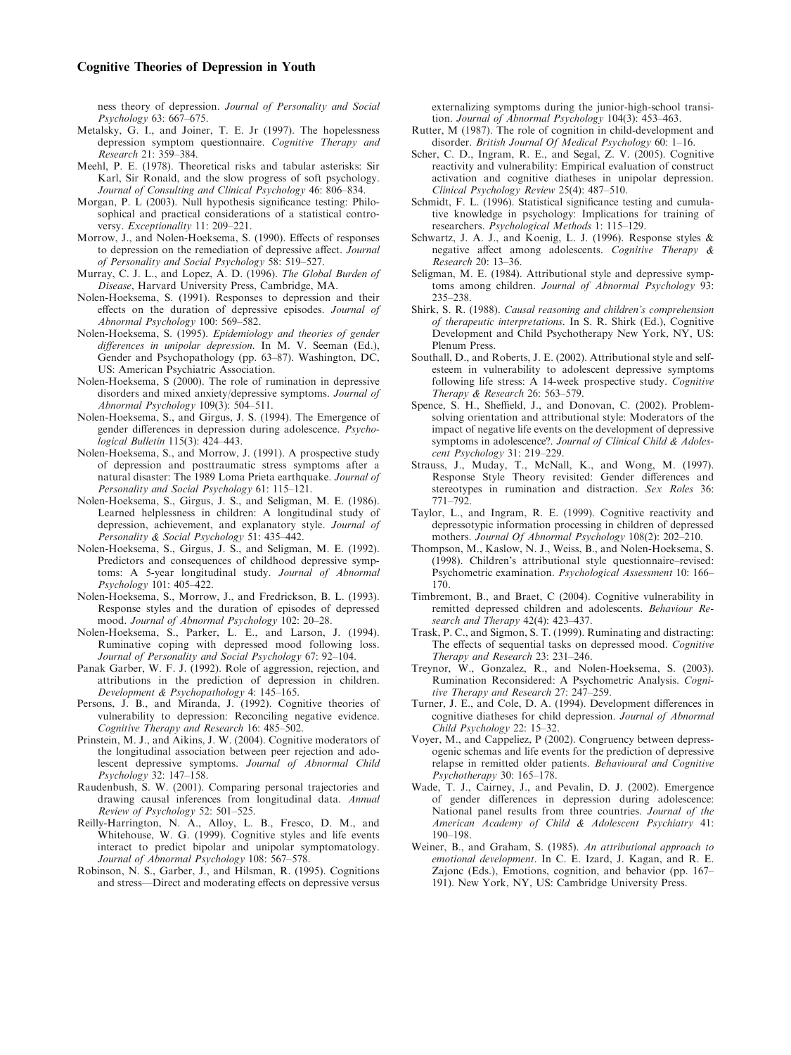ness theory of depression. *Journal of Personality and Social Psychology* 63: 667–675.

Metalsky, G. I., and Joiner, T. E. Jr (1997). The hopelessness depression symptom questionnaire. *Cognitive Therapy and Research* 21: 359–384.

Meehl, P. E. (1978). Theoretical risks and tabular asterisks: Sir Karl, Sir Ronald, and the slow progress of soft psychology. *Journal of Consulting and Clinical Psychology* 46: 806–834.

Morgan, P. L (2003). Null hypothesis significance testing: Philosophical and practical considerations of a statistical controversy. *Exceptionality* 11: 209–221.

Morrow, J., and Nolen-Hoeksema, S. (1990). Effects of responses to depression on the remediation of depressive affect. *Journal of Personality and Social Psychology* 58: 519–527.

Murray, C. J. L., and Lopez, A. D. (1996). *The Global Burden of Disease*, Harvard University Press, Cambridge, MA.

Nolen-Hoeksema, S. (1991). Responses to depression and their effects on the duration of depressive episodes. *Journal of Abnormal Psychology* 100: 569–582.

Nolen-Hoeksema, S. (1995). *Epidemiology and theories of gender differences in unipolar depression*. In M. V. Seeman (Ed.), Gender and Psychopathology (pp. 63–87). Washington, DC, US: American Psychiatric Association.

Nolen-Hoeksema, S (2000). The role of rumination in depressive disorders and mixed anxiety/depressive symptoms. *Journal of Abnormal Psychology* 109(3): 504–511.

Nolen-Hoeksema, S., and Girgus, J. S. (1994). The Emergence of gender differences in depression during adolescence. *Psychological Bulletin* 115(3): 424–443.

Nolen-Hoeksema, S., and Morrow, J. (1991). A prospective study of depression and posttraumatic stress symptoms after a natural disaster: The 1989 Loma Prieta earthquake. *Journal of Personality and Social Psychology* 61: 115–121.

Nolen-Hoeksema, S., Girgus, J. S., and Seligman, M. E. (1986). Learned helplessness in children: A longitudinal study of depression, achievement, and explanatory style. *Journal of Personality & Social Psychology* 51: 435–442.

Nolen-Hoeksema, S., Girgus, J. S., and Seligman, M. E. (1992). Predictors and consequences of childhood depressive symptoms: A 5-year longitudinal study. *Journal of Abnormal Psychology* 101: 405–422.

Nolen-Hoeksema, S., Morrow, J., and Fredrickson, B. L. (1993). Response styles and the duration of episodes of depressed mood. *Journal of Abnormal Psychology* 102: 20–28.

Nolen-Hoeksema, S., Parker, L. E., and Larson, J. (1994). Ruminative coping with depressed mood following loss. *Journal of Personality and Social Psychology* 67: 92–104.

Panak Garber, W. F. J. (1992). Role of aggression, rejection, and attributions in the prediction of depression in children. *Development & Psychopathology* 4: 145–165.

Persons, J. B., and Miranda, J. (1992). Cognitive theories of vulnerability to depression: Reconciling negative evidence. *Cognitive Therapy and Research* 16: 485–502.

Prinstein, M. J., and Aikins, J. W. (2004). Cognitive moderators of the longitudinal association between peer rejection and adolescent depressive symptoms. *Journal of Abnormal Child Psychology* 32: 147–158.

Raudenbush, S. W. (2001). Comparing personal trajectories and drawing causal inferences from longitudinal data. *Annual Review of Psychology* 52: 501–525.

Reilly-Harrington, N. A., Alloy, L. B., Fresco, D. M., and Whitehouse, W. G. (1999). Cognitive styles and life events interact to predict bipolar and unipolar symptomatology. *Journal of Abnormal Psychology* 108: 567–578.

Robinson, N. S., Garber, J., and Hilsman, R. (1995). Cognitions and stress—Direct and moderating effects on depressive versus externalizing symptoms during the junior-high-school transition. *Journal of Abnormal Psychology* 104(3): 453–463.

Rutter, M (1987). The role of cognition in child-development and disorder. *British Journal Of Medical Psychology* 60: 1–16.

Scher, C. D., Ingram, R. E., and Segal, Z. V. (2005). Cognitive reactivity and vulnerability: Empirical evaluation of construct activation and cognitive diatheses in unipolar depression. *Clinical Psychology Review* 25(4): 487–510.

Schmidt, F. L. (1996). Statistical significance testing and cumulative knowledge in psychology: Implications for training of researchers. *Psychological Methods* 1: 115–129.

Schwartz, J. A. J., and Koenig, L. J. (1996). Response styles & negative affect among adolescents. *Cognitive Therapy & Research* 20: 13–36.

Seligman, M. E. (1984). Attributional style and depressive symptoms among children. *Journal of Abnormal Psychology* 93: 235–238.

Shirk, S. R. (1988). *Causal reasoning and children's comprehension of therapeutic interpretations*. In S. R. Shirk (Ed.), Cognitive Development and Child Psychotherapy New York, NY, US: Plenum Press.

Southall, D., and Roberts, J. E. (2002). Attributional style and self-esteem in vulnerability to adolescent depressive symptoms following life stress: A 14-week prospective study. *Cognitive Therapy & Research* 26: 563–579.

Spence, S. H., Sheffield, J., and Donovan, C. (2002). Problem-solving orientation and attributional style: Moderators of the impact of negative life events on the development of depressive symptoms in adolescence?. *Journal of Clinical Child & Adolescent Psychology* 31: 219–229.

Strauss, J., Muday, T., McNall, K., and Wong, M. (1997). Response Style Theory revisited: Gender differences and stereotypes in rumination and distraction. *Sex Roles* 36: 771–792.

Taylor, L., and Ingram, R. E. (1999). Cognitive reactivity and depressotypic information processing in children of depressed mothers. *Journal Of Abnormal Psychology* 108(2): 202–210.

Thompson, M., Kaslow, N. J., Weiss, B., and Nolen-Hoeksema, S. (1998). Children's attributional style questionnaire–revised: Psychometric examination. *Psychological Assessment* 10: 166–170.

Timbremont, B., and Braet, C (2004). Cognitive vulnerability in remitted depressed children and adolescents. *Behaviour Research and Therapy* 42(4): 423–437.

Trask, P. C., and Sigmon, S. T. (1999). Ruminating and distracting: The effects of sequential tasks on depressed mood. *Cognitive Therapy and Research* 23: 231–246.

Treynor, W., Gonzalez, R., and Nolen-Hoeksema, S. (2003). Rumination Reconsidered: A Psychometric Analysis. *Cognitive Therapy and Research* 27: 247–259.

Turner, J. E., and Cole, D. A. (1994). Development differences in cognitive diatheses for child depression. *Journal of Abnormal Child Psychology* 22: 15–32.

Voyer, M., and Cappeliez, P (2002). Congruency between depressogenic schemas and life events for the prediction of depressive relapse in remitted older patients. *Behavioural and Cognitive Psychotherapy* 30: 165–178.

Wade, T. J., Cairney, J., and Pevalin, D. J. (2002). Emergence of gender differences in depression during adolescence: National panel results from three countries. *Journal of the American Academy of Child & Adolescent Psychiatry* 41: 190–198.

Weiner, B., and Graham, S. (1985). *An attributional approach to emotional development*. In C. E. Izard, J. Kagan, and R. E. Zajonc (Eds.), Emotions, cognition, and behavior (pp. 167–191). New York, NY, US: Cambridge University Press.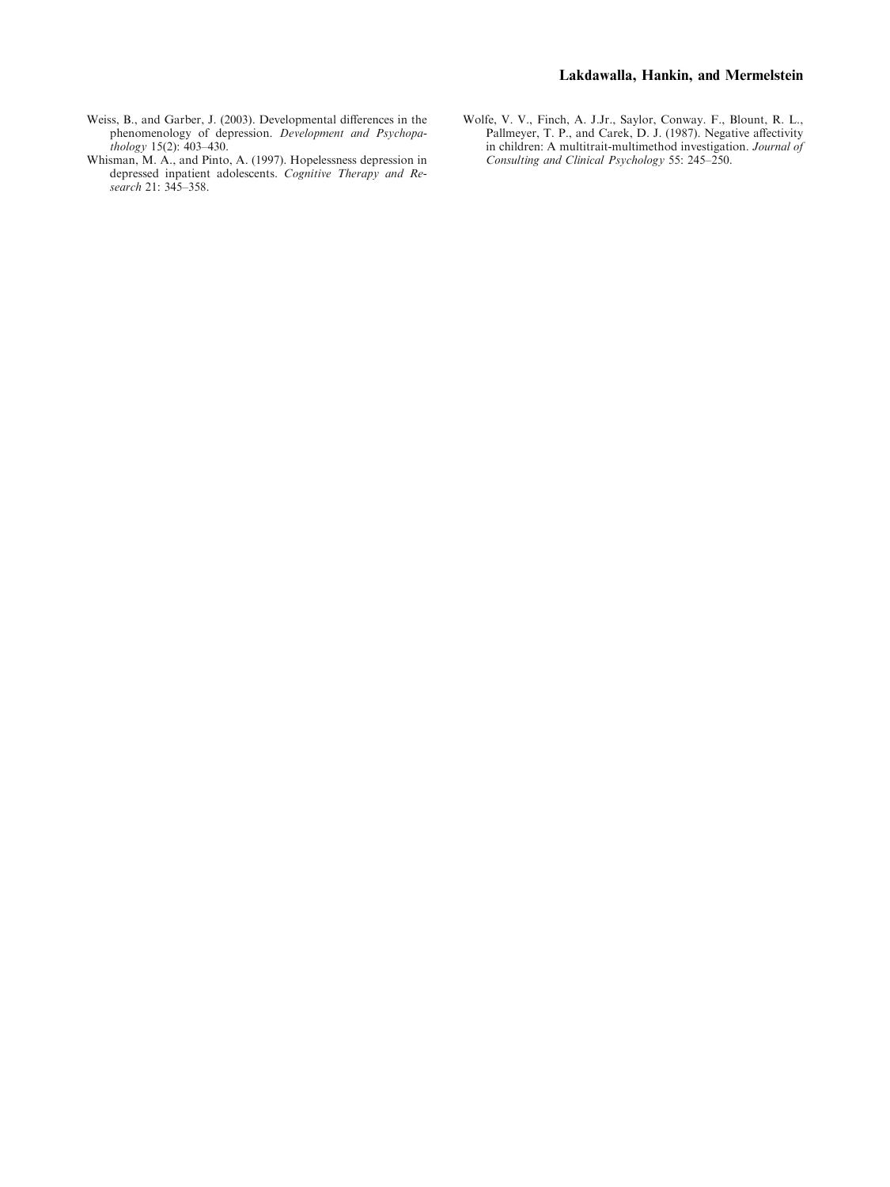Weiss, B., and Garber, J. (2003). Developmental differences in the phenomenology of depression. *Development and Psychopathology* 15(2): 403–430.

Whisman, M. A., and Pinto, A. (1997). Hopelessness depression in depressed inpatient adolescents. *Cognitive Therapy and Research* 21: 345–358.

Wolfe, V. V., Finch, A. J.Jr., Saylor, Conway. F., Blount, R. L., Pallmeyer, T. P., and Carek, D. J. (1987). Negative affectivity in children: A multitrait-multimethod investigation. *Journal of Consulting and Clinical Psychology* 55: 245–250.